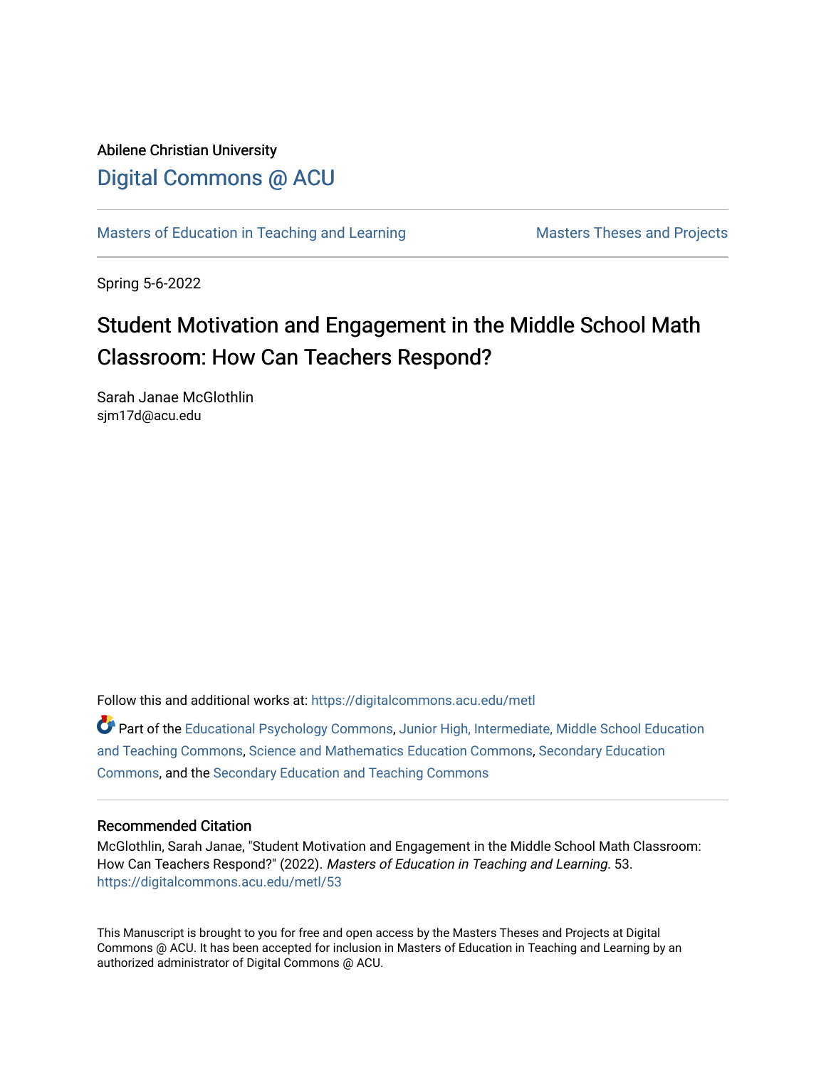Abilene Christian University

Digital Commons @ ACU

Masters of Education in Teaching and Learning

Masters Theses and Projects

Spring 5-6-2022

# Student Motivation and Engagement in the Middle School Math Classroom: How Can Teachers Respond?

Sarah Janae McGlothlin
sjm17d@acu.edu

Follow this and additional works at: https://digitalcommons.acu.edu/metl

Part of the Educational Psychology Commons, Junior High, Intermediate, Middle School Education and Teaching Commons, Science and Mathematics Education Commons, Secondary Education Commons, and the Secondary Education and Teaching Commons

## Recommended Citation

McGlothlin, Sarah Janae, "Student Motivation and Engagement in the Middle School Math Classroom: How Can Teachers Respond?" (2022). *Masters of Education in Teaching and Learning*. 53.
https://digitalcommons.acu.edu/metl/53

This Manuscript is brought to you for free and open access by the Masters Theses and Projects at Digital Commons @ ACU. It has been accepted for inclusion in Masters of Education in Teaching and Learning by an authorized administrator of Digital Commons @ ACU.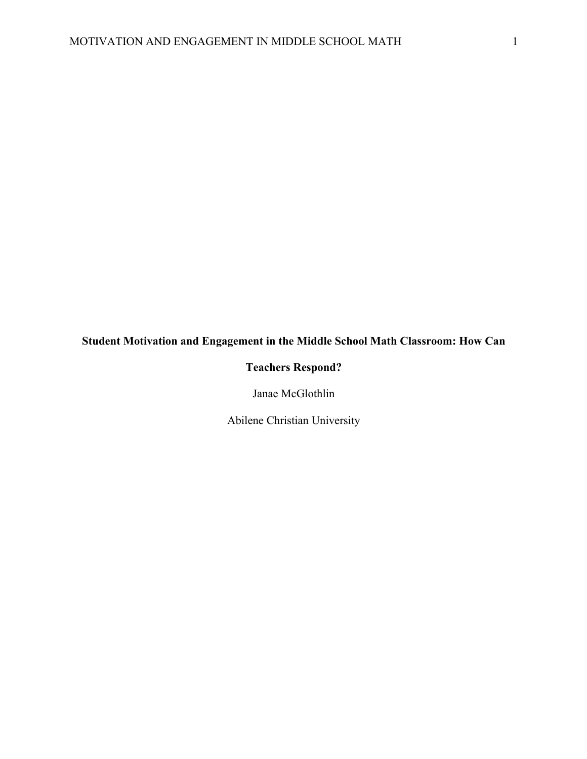**Student Motivation and Engagement in the Middle School Math Classroom: How Can Teachers Respond?**

Janae McGlothlin

Abilene Christian University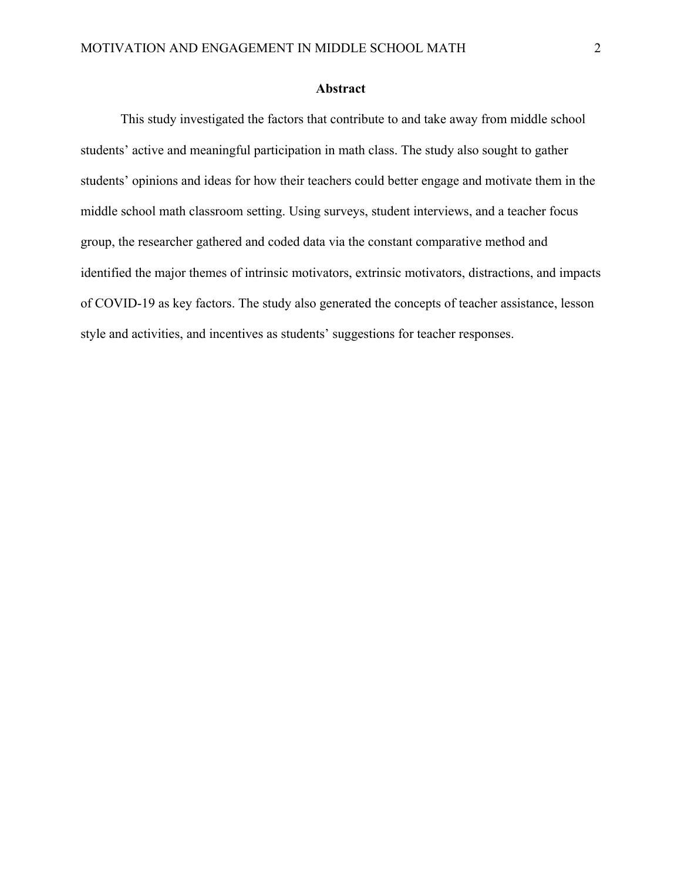## Abstract

This study investigated the factors that contribute to and take away from middle school students' active and meaningful participation in math class. The study also sought to gather students' opinions and ideas for how their teachers could better engage and motivate them in the middle school math classroom setting. Using surveys, student interviews, and a teacher focus group, the researcher gathered and coded data via the constant comparative method and identified the major themes of intrinsic motivators, extrinsic motivators, distractions, and impacts of COVID-19 as key factors. The study also generated the concepts of teacher assistance, lesson style and activities, and incentives as students' suggestions for teacher responses.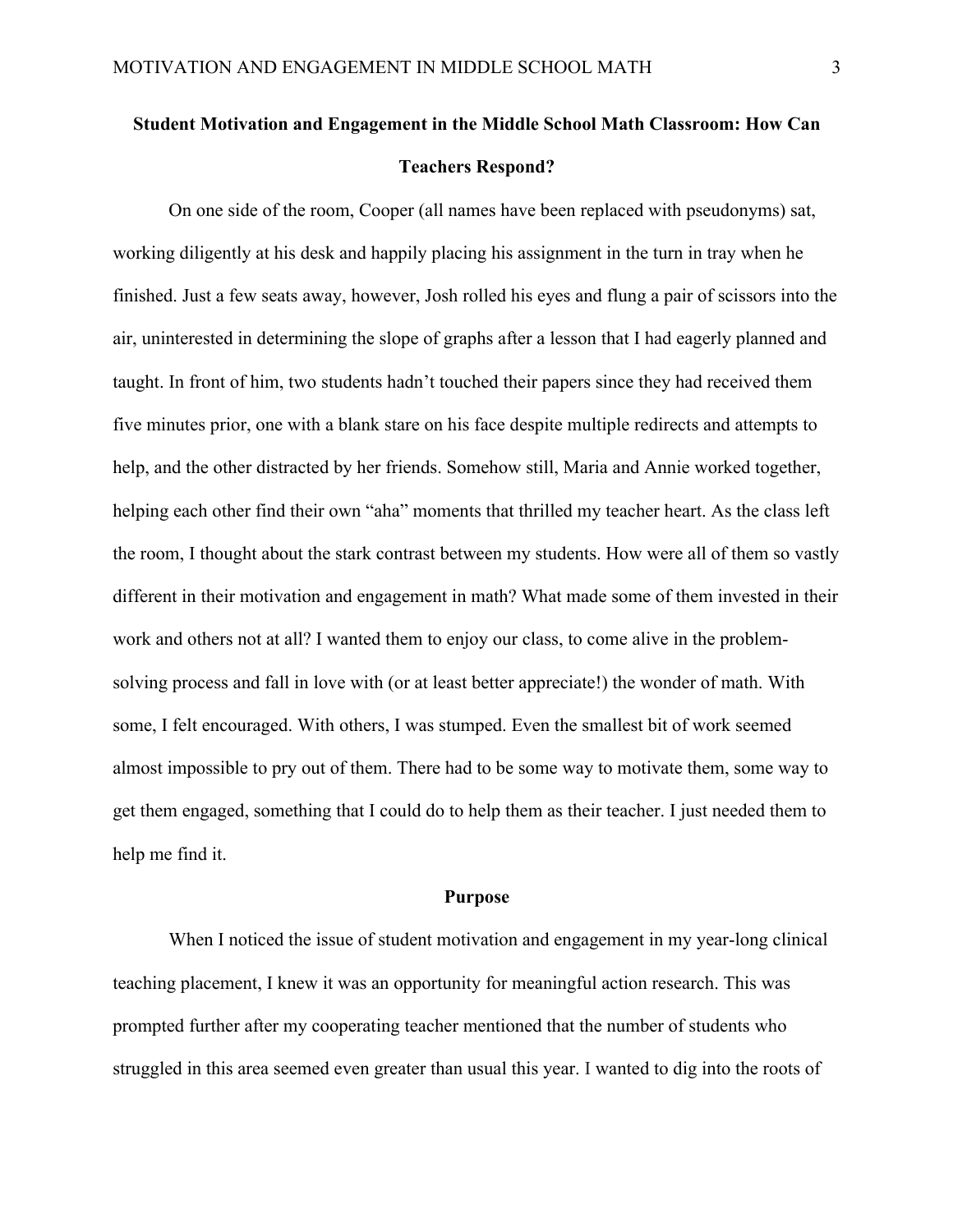# Student Motivation and Engagement in the Middle School Math Classroom: How Can Teachers Respond?

On one side of the room, Cooper (all names have been replaced with pseudonyms) sat, working diligently at his desk and happily placing his assignment in the turn in tray when he finished. Just a few seats away, however, Josh rolled his eyes and flung a pair of scissors into the air, uninterested in determining the slope of graphs after a lesson that I had eagerly planned and taught. In front of him, two students hadn't touched their papers since they had received them five minutes prior, one with a blank stare on his face despite multiple redirects and attempts to help, and the other distracted by her friends. Somehow still, Maria and Annie worked together, helping each other find their own "aha" moments that thrilled my teacher heart. As the class left the room, I thought about the stark contrast between my students. How were all of them so vastly different in their motivation and engagement in math? What made some of them invested in their work and others not at all? I wanted them to enjoy our class, to come alive in the problem-solving process and fall in love with (or at least better appreciate!) the wonder of math. With some, I felt encouraged. With others, I was stumped. Even the smallest bit of work seemed almost impossible to pry out of them. There had to be some way to motivate them, some way to get them engaged, something that I could do to help them as their teacher. I just needed them to help me find it.

## Purpose

When I noticed the issue of student motivation and engagement in my year-long clinical teaching placement, I knew it was an opportunity for meaningful action research. This was prompted further after my cooperating teacher mentioned that the number of students who struggled in this area seemed even greater than usual this year. I wanted to dig into the roots of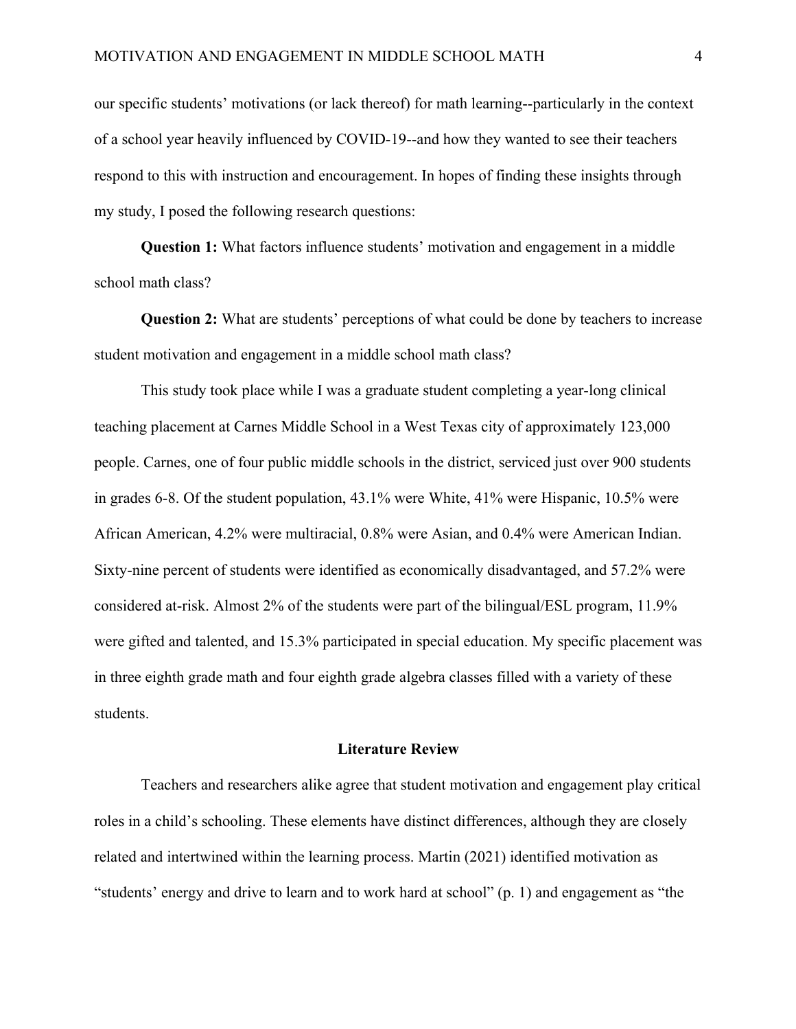our specific students' motivations (or lack thereof) for math learning--particularly in the context of a school year heavily influenced by COVID-19--and how they wanted to see their teachers respond to this with instruction and encouragement. In hopes of finding these insights through my study, I posed the following research questions:

**Question 1:** What factors influence students' motivation and engagement in a middle school math class?

**Question 2:** What are students' perceptions of what could be done by teachers to increase student motivation and engagement in a middle school math class?

This study took place while I was a graduate student completing a year-long clinical teaching placement at Carnes Middle School in a West Texas city of approximately 123,000 people. Carnes, one of four public middle schools in the district, serviced just over 900 students in grades 6-8. Of the student population, 43.1% were White, 41% were Hispanic, 10.5% were African American, 4.2% were multiracial, 0.8% were Asian, and 0.4% were American Indian. Sixty-nine percent of students were identified as economically disadvantaged, and 57.2% were considered at-risk. Almost 2% of the students were part of the bilingual/ESL program, 11.9% were gifted and talented, and 15.3% participated in special education. My specific placement was in three eighth grade math and four eighth grade algebra classes filled with a variety of these students.

## Literature Review

Teachers and researchers alike agree that student motivation and engagement play critical roles in a child's schooling. These elements have distinct differences, although they are closely related and intertwined within the learning process. Martin (2021) identified motivation as "students' energy and drive to learn and to work hard at school" (p. 1) and engagement as "the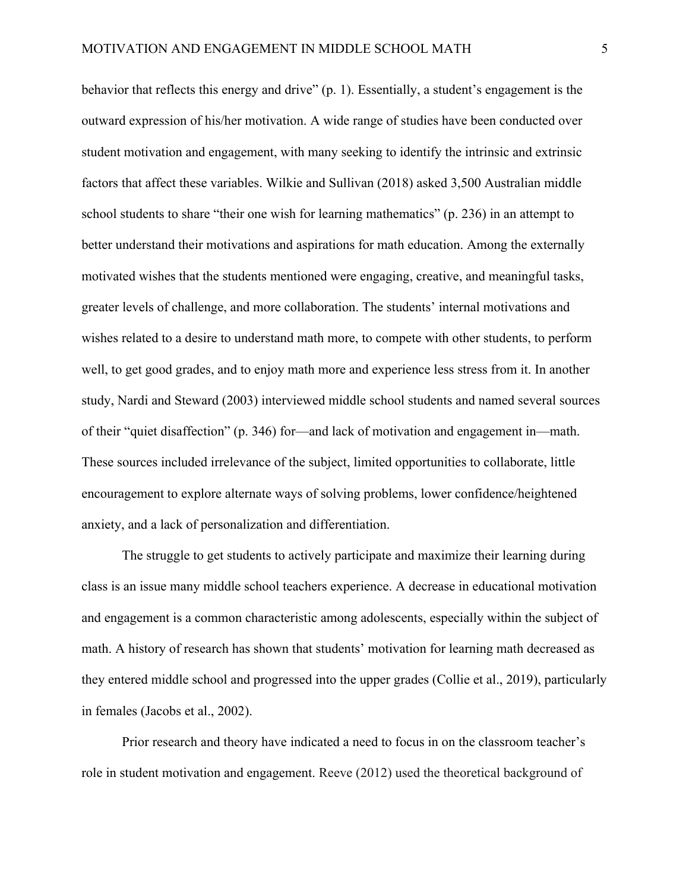behavior that reflects this energy and drive" (p. 1). Essentially, a student's engagement is the outward expression of his/her motivation. A wide range of studies have been conducted over student motivation and engagement, with many seeking to identify the intrinsic and extrinsic factors that affect these variables. Wilkie and Sullivan (2018) asked 3,500 Australian middle school students to share "their one wish for learning mathematics" (p. 236) in an attempt to better understand their motivations and aspirations for math education. Among the externally motivated wishes that the students mentioned were engaging, creative, and meaningful tasks, greater levels of challenge, and more collaboration. The students' internal motivations and wishes related to a desire to understand math more, to compete with other students, to perform well, to get good grades, and to enjoy math more and experience less stress from it. In another study, Nardi and Steward (2003) interviewed middle school students and named several sources of their "quiet disaffection" (p. 346) for—and lack of motivation and engagement in—math. These sources included irrelevance of the subject, limited opportunities to collaborate, little encouragement to explore alternate ways of solving problems, lower confidence/heightened anxiety, and a lack of personalization and differentiation.

The struggle to get students to actively participate and maximize their learning during class is an issue many middle school teachers experience. A decrease in educational motivation and engagement is a common characteristic among adolescents, especially within the subject of math. A history of research has shown that students' motivation for learning math decreased as they entered middle school and progressed into the upper grades (Collie et al., 2019), particularly in females (Jacobs et al., 2002).

Prior research and theory have indicated a need to focus in on the classroom teacher's role in student motivation and engagement. Reeve (2012) used the theoretical background of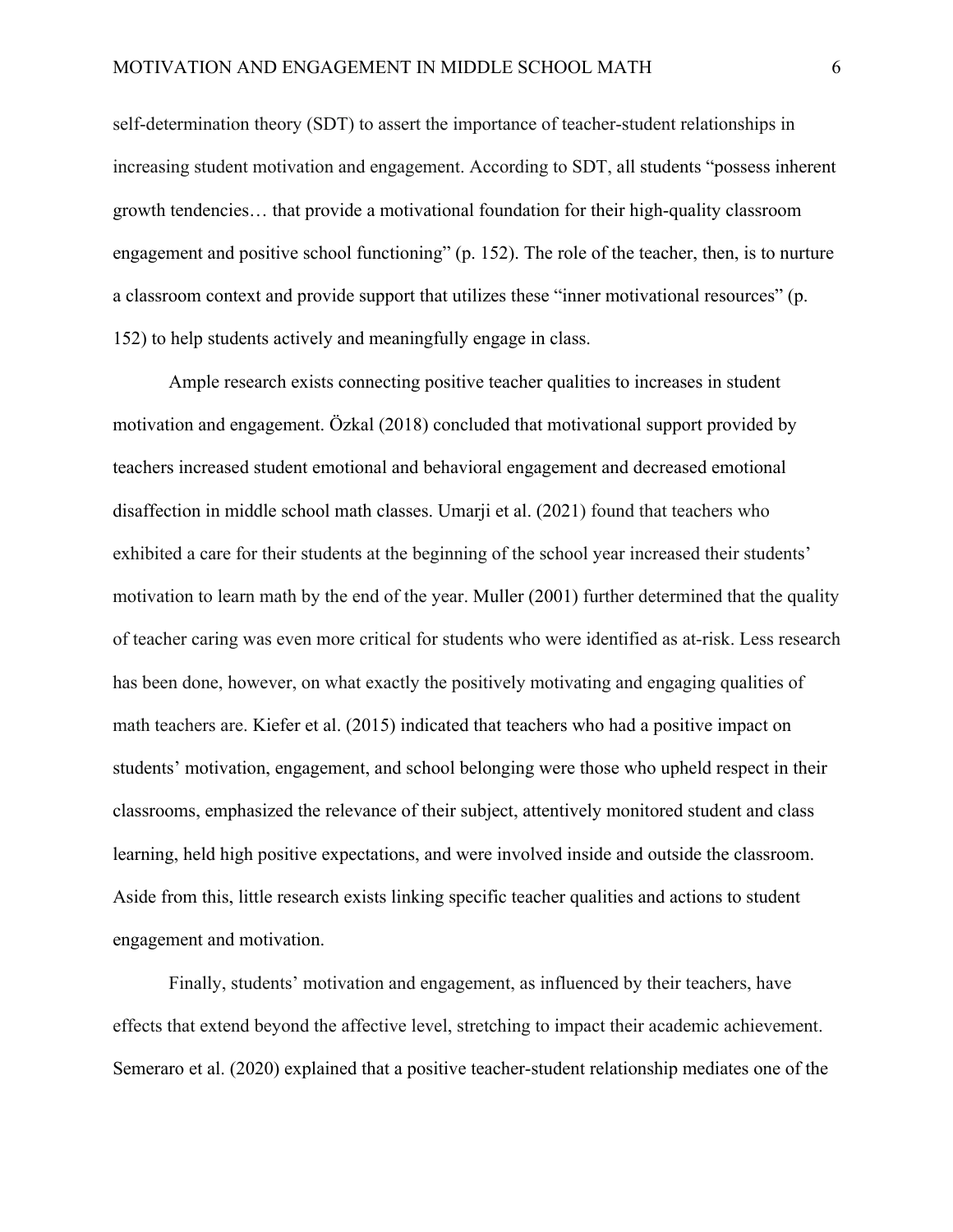self-determination theory (SDT) to assert the importance of teacher-student relationships in increasing student motivation and engagement. According to SDT, all students "possess inherent growth tendencies… that provide a motivational foundation for their high-quality classroom engagement and positive school functioning" (p. 152). The role of the teacher, then, is to nurture a classroom context and provide support that utilizes these "inner motivational resources" (p. 152) to help students actively and meaningfully engage in class.

Ample research exists connecting positive teacher qualities to increases in student motivation and engagement. Özkal (2018) concluded that motivational support provided by teachers increased student emotional and behavioral engagement and decreased emotional disaffection in middle school math classes. Umarji et al. (2021) found that teachers who exhibited a care for their students at the beginning of the school year increased their students' motivation to learn math by the end of the year. Muller (2001) further determined that the quality of teacher caring was even more critical for students who were identified as at-risk. Less research has been done, however, on what exactly the positively motivating and engaging qualities of math teachers are. Kiefer et al. (2015) indicated that teachers who had a positive impact on students' motivation, engagement, and school belonging were those who upheld respect in their classrooms, emphasized the relevance of their subject, attentively monitored student and class learning, held high positive expectations, and were involved inside and outside the classroom. Aside from this, little research exists linking specific teacher qualities and actions to student engagement and motivation.

Finally, students' motivation and engagement, as influenced by their teachers, have effects that extend beyond the affective level, stretching to impact their academic achievement. Semeraro et al. (2020) explained that a positive teacher-student relationship mediates one of the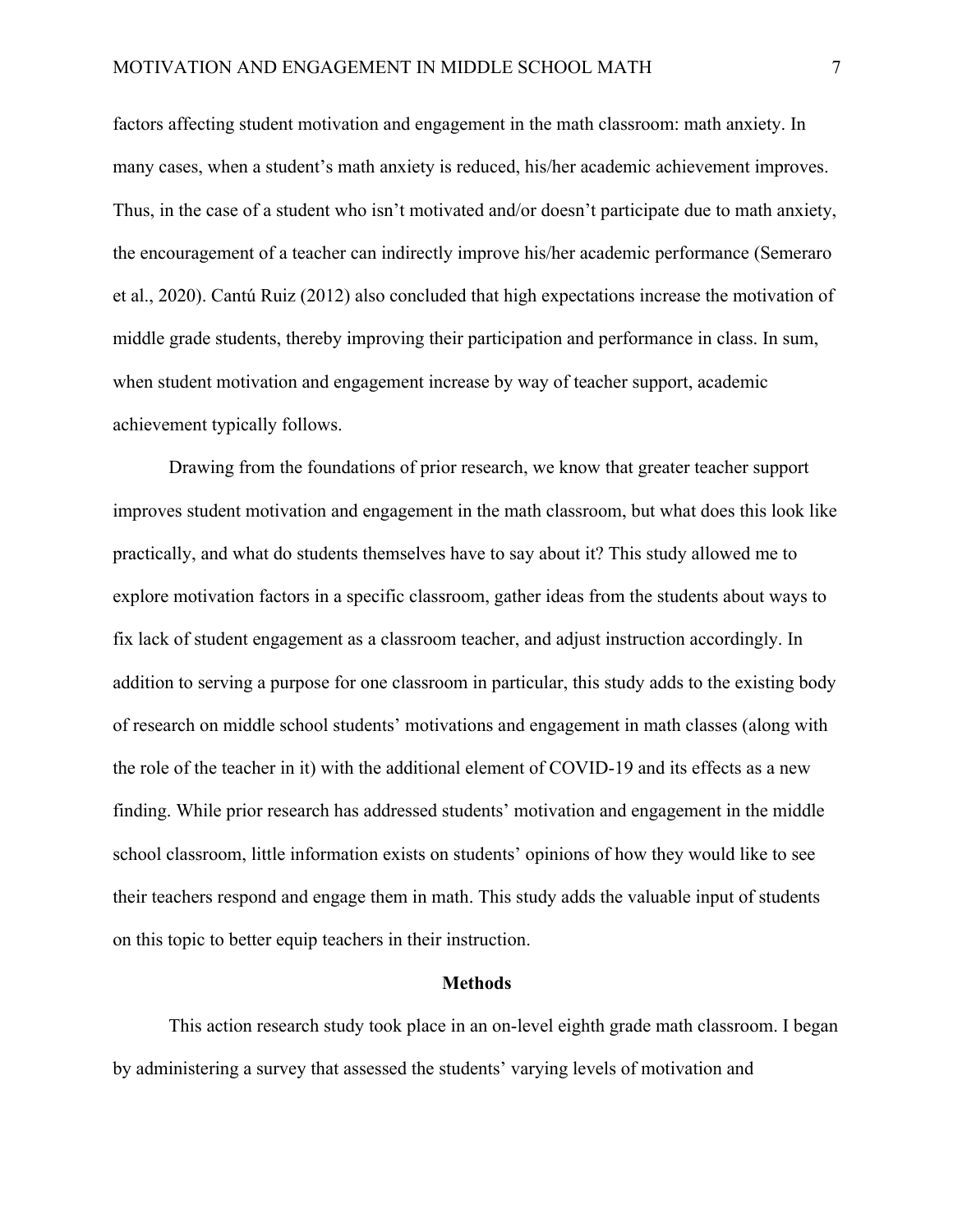factors affecting student motivation and engagement in the math classroom: math anxiety. In many cases, when a student's math anxiety is reduced, his/her academic achievement improves. Thus, in the case of a student who isn't motivated and/or doesn't participate due to math anxiety, the encouragement of a teacher can indirectly improve his/her academic performance (Semeraro et al., 2020). Cantú Ruiz (2012) also concluded that high expectations increase the motivation of middle grade students, thereby improving their participation and performance in class. In sum, when student motivation and engagement increase by way of teacher support, academic achievement typically follows.

Drawing from the foundations of prior research, we know that greater teacher support improves student motivation and engagement in the math classroom, but what does this look like practically, and what do students themselves have to say about it? This study allowed me to explore motivation factors in a specific classroom, gather ideas from the students about ways to fix lack of student engagement as a classroom teacher, and adjust instruction accordingly. In addition to serving a purpose for one classroom in particular, this study adds to the existing body of research on middle school students' motivations and engagement in math classes (along with the role of the teacher in it) with the additional element of COVID-19 and its effects as a new finding. While prior research has addressed students' motivation and engagement in the middle school classroom, little information exists on students' opinions of how they would like to see their teachers respond and engage them in math. This study adds the valuable input of students on this topic to better equip teachers in their instruction.

## Methods

This action research study took place in an on-level eighth grade math classroom. I began by administering a survey that assessed the students' varying levels of motivation and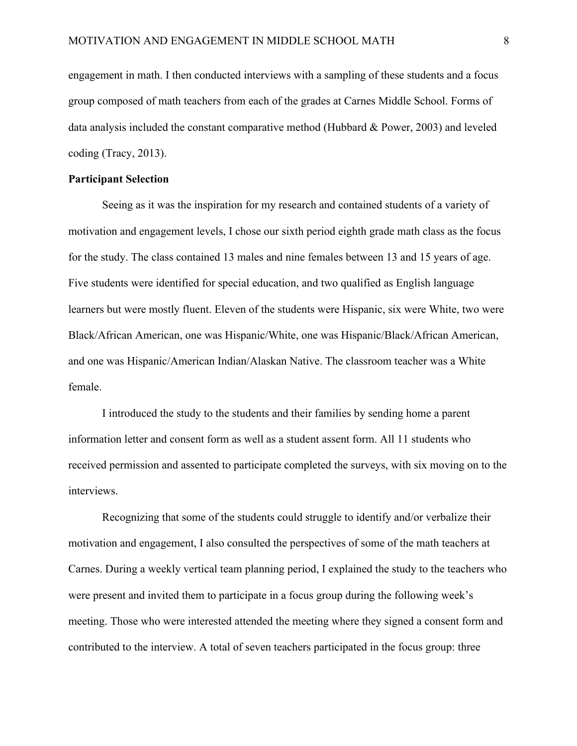engagement in math. I then conducted interviews with a sampling of these students and a focus group composed of math teachers from each of the grades at Carnes Middle School. Forms of data analysis included the constant comparative method (Hubbard & Power, 2003) and leveled coding (Tracy, 2013).

**Participant Selection**

Seeing as it was the inspiration for my research and contained students of a variety of motivation and engagement levels, I chose our sixth period eighth grade math class as the focus for the study. The class contained 13 males and nine females between 13 and 15 years of age. Five students were identified for special education, and two qualified as English language learners but were mostly fluent. Eleven of the students were Hispanic, six were White, two were Black/African American, one was Hispanic/White, one was Hispanic/Black/African American, and one was Hispanic/American Indian/Alaskan Native. The classroom teacher was a White female.

I introduced the study to the students and their families by sending home a parent information letter and consent form as well as a student assent form. All 11 students who received permission and assented to participate completed the surveys, with six moving on to the interviews.

Recognizing that some of the students could struggle to identify and/or verbalize their motivation and engagement, I also consulted the perspectives of some of the math teachers at Carnes. During a weekly vertical team planning period, I explained the study to the teachers who were present and invited them to participate in a focus group during the following week's meeting. Those who were interested attended the meeting where they signed a consent form and contributed to the interview. A total of seven teachers participated in the focus group: three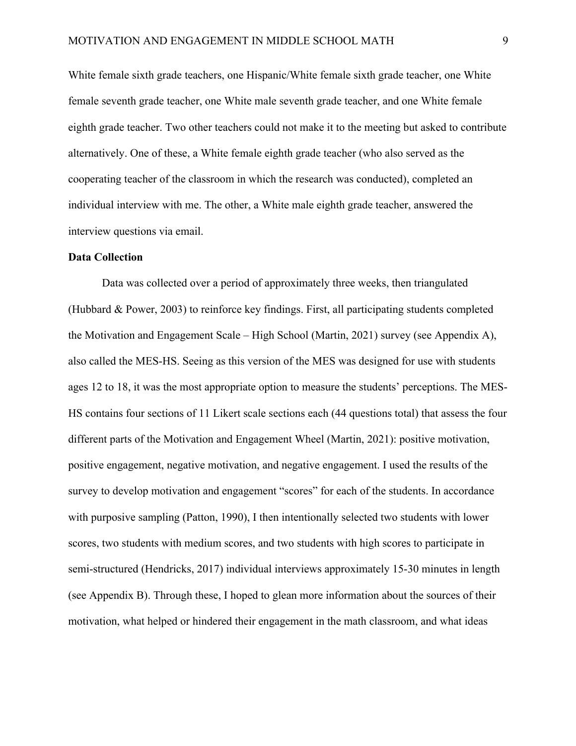White female sixth grade teachers, one Hispanic/White female sixth grade teacher, one White female seventh grade teacher, one White male seventh grade teacher, and one White female eighth grade teacher. Two other teachers could not make it to the meeting but asked to contribute alternatively. One of these, a White female eighth grade teacher (who also served as the cooperating teacher of the classroom in which the research was conducted), completed an individual interview with me. The other, a White male eighth grade teacher, answered the interview questions via email.

**Data Collection**

Data was collected over a period of approximately three weeks, then triangulated (Hubbard & Power, 2003) to reinforce key findings. First, all participating students completed the Motivation and Engagement Scale – High School (Martin, 2021) survey (see Appendix A), also called the MES-HS. Seeing as this version of the MES was designed for use with students ages 12 to 18, it was the most appropriate option to measure the students' perceptions. The MES-HS contains four sections of 11 Likert scale sections each (44 questions total) that assess the four different parts of the Motivation and Engagement Wheel (Martin, 2021): positive motivation, positive engagement, negative motivation, and negative engagement. I used the results of the survey to develop motivation and engagement "scores" for each of the students. In accordance with purposive sampling (Patton, 1990), I then intentionally selected two students with lower scores, two students with medium scores, and two students with high scores to participate in semi-structured (Hendricks, 2017) individual interviews approximately 15-30 minutes in length (see Appendix B). Through these, I hoped to glean more information about the sources of their motivation, what helped or hindered their engagement in the math classroom, and what ideas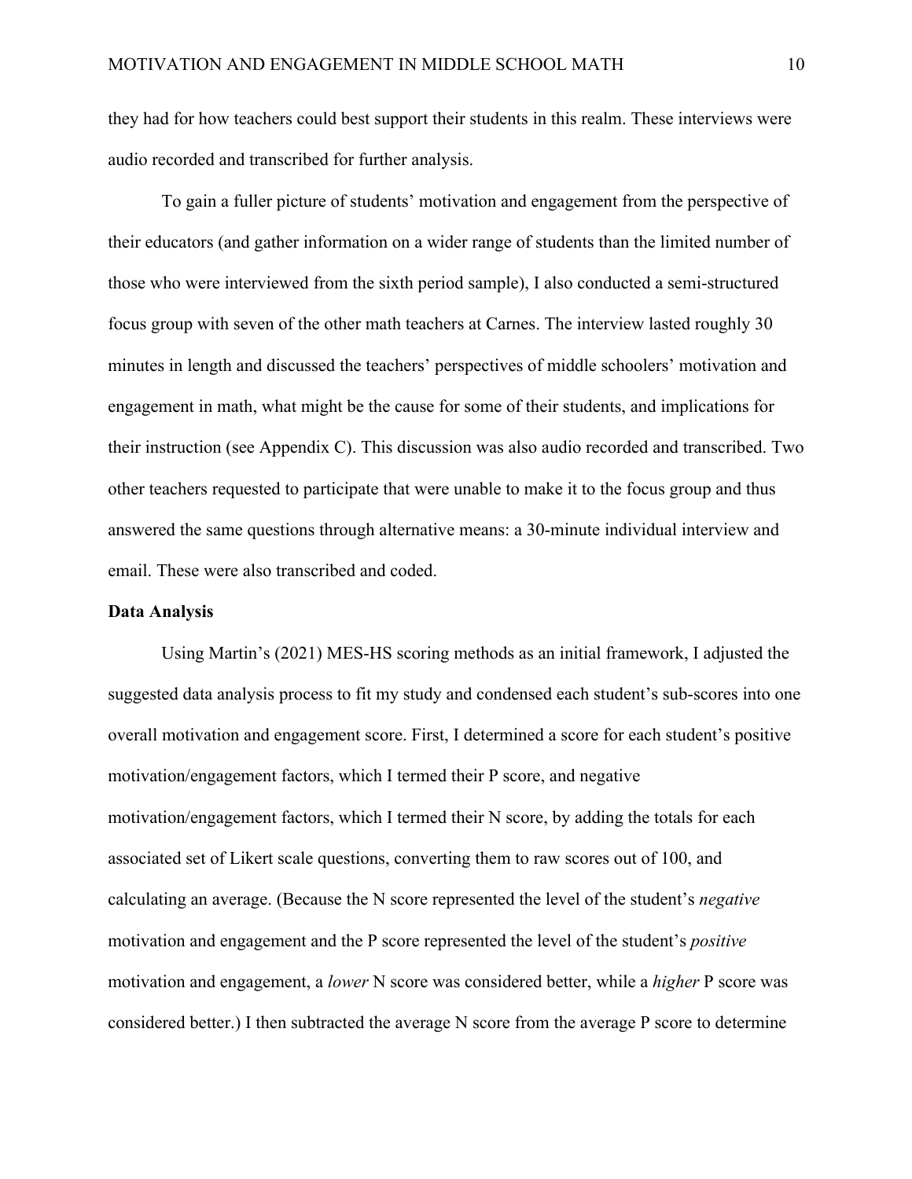they had for how teachers could best support their students in this realm. These interviews were audio recorded and transcribed for further analysis.

To gain a fuller picture of students' motivation and engagement from the perspective of their educators (and gather information on a wider range of students than the limited number of those who were interviewed from the sixth period sample), I also conducted a semi-structured focus group with seven of the other math teachers at Carnes. The interview lasted roughly 30 minutes in length and discussed the teachers' perspectives of middle schoolers' motivation and engagement in math, what might be the cause for some of their students, and implications for their instruction (see Appendix C). This discussion was also audio recorded and transcribed. Two other teachers requested to participate that were unable to make it to the focus group and thus answered the same questions through alternative means: a 30-minute individual interview and email. These were also transcribed and coded.

**Data Analysis**

Using Martin's (2021) MES-HS scoring methods as an initial framework, I adjusted the suggested data analysis process to fit my study and condensed each student's sub-scores into one overall motivation and engagement score. First, I determined a score for each student's positive motivation/engagement factors, which I termed their P score, and negative motivation/engagement factors, which I termed their N score, by adding the totals for each associated set of Likert scale questions, converting them to raw scores out of 100, and calculating an average. (Because the N score represented the level of the student's *negative* motivation and engagement and the P score represented the level of the student's *positive* motivation and engagement, a *lower* N score was considered better, while a *higher* P score was considered better.) I then subtracted the average N score from the average P score to determine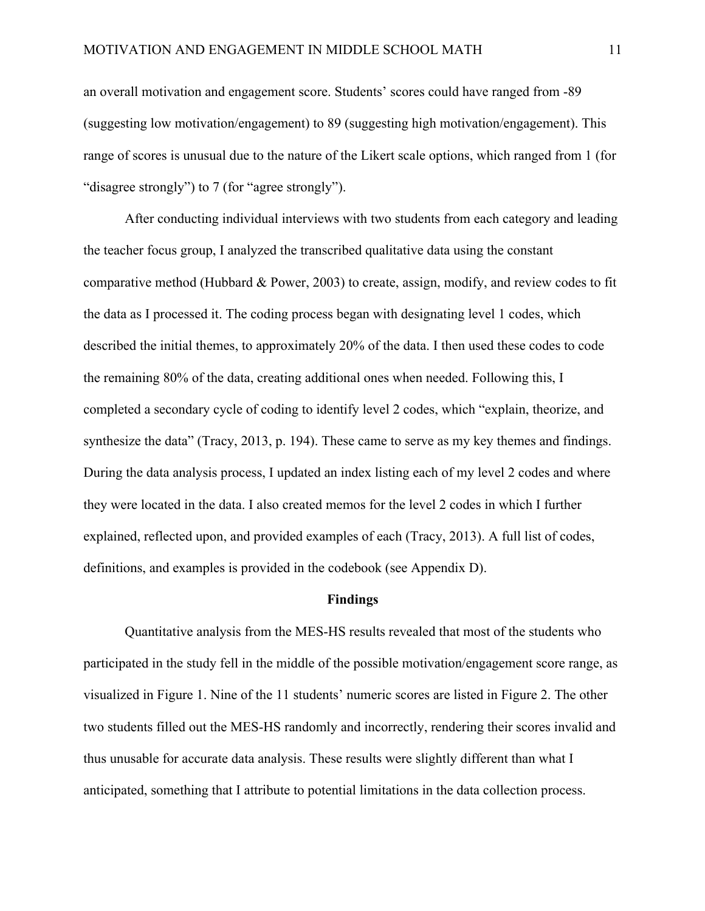an overall motivation and engagement score. Students' scores could have ranged from -89 (suggesting low motivation/engagement) to 89 (suggesting high motivation/engagement). This range of scores is unusual due to the nature of the Likert scale options, which ranged from 1 (for "disagree strongly") to 7 (for "agree strongly").

After conducting individual interviews with two students from each category and leading the teacher focus group, I analyzed the transcribed qualitative data using the constant comparative method (Hubbard & Power, 2003) to create, assign, modify, and review codes to fit the data as I processed it. The coding process began with designating level 1 codes, which described the initial themes, to approximately 20% of the data. I then used these codes to code the remaining 80% of the data, creating additional ones when needed. Following this, I completed a secondary cycle of coding to identify level 2 codes, which "explain, theorize, and synthesize the data" (Tracy, 2013, p. 194). These came to serve as my key themes and findings. During the data analysis process, I updated an index listing each of my level 2 codes and where they were located in the data. I also created memos for the level 2 codes in which I further explained, reflected upon, and provided examples of each (Tracy, 2013). A full list of codes, definitions, and examples is provided in the codebook (see Appendix D).

## Findings

Quantitative analysis from the MES-HS results revealed that most of the students who participated in the study fell in the middle of the possible motivation/engagement score range, as visualized in Figure 1. Nine of the 11 students' numeric scores are listed in Figure 2. The other two students filled out the MES-HS randomly and incorrectly, rendering their scores invalid and thus unusable for accurate data analysis. These results were slightly different than what I anticipated, something that I attribute to potential limitations in the data collection process.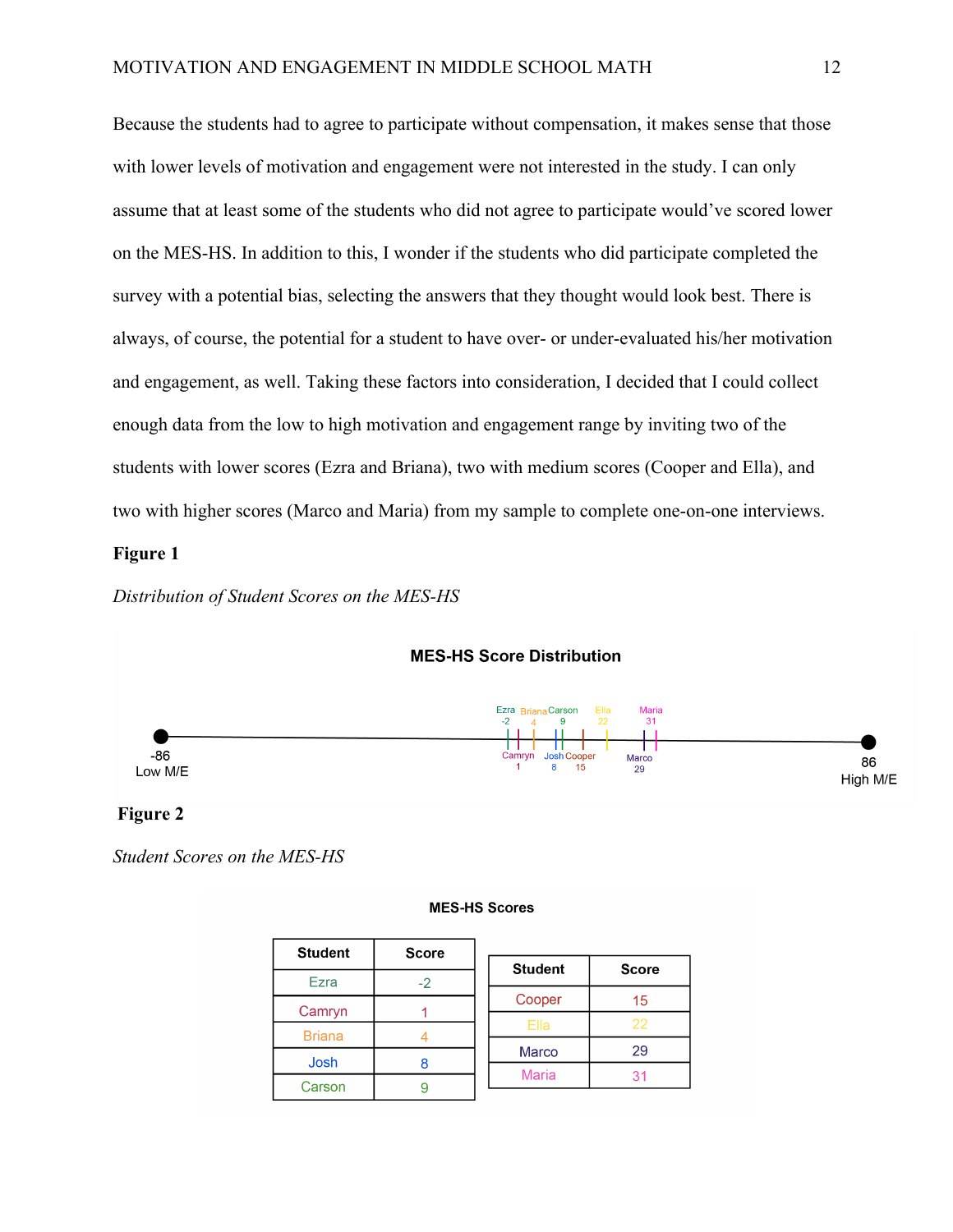Because the students had to agree to participate without compensation, it makes sense that those with lower levels of motivation and engagement were not interested in the study. I can only assume that at least some of the students who did not agree to participate would've scored lower on the MES-HS. In addition to this, I wonder if the students who did participate completed the survey with a potential bias, selecting the answers that they thought would look best. There is always, of course, the potential for a student to have over- or under-evaluated his/her motivation and engagement, as well. Taking these factors into consideration, I decided that I could collect enough data from the low to high motivation and engagement range by inviting two of the students with lower scores (Ezra and Briana), two with medium scores (Cooper and Ella), and two with higher scores (Marco and Maria) from my sample to complete one-on-one interviews.

**Figure 1**

*Distribution of Student Scores on the MES-HS*

**MES-HS Score Distribution**

-86 Low M/E — Ezra -2, Camryn 1, Briana 4, Josh 8, Carson 9, Cooper 15, Ella 22, Marco 29, Maria 31 — 86 High M/E

**Figure 2**

*Student Scores on the MES-HS*

**MES-HS Scores**

| Student | Score |
|---|---|
| Ezra | -2 |
| Camryn | 1 |
| Briana | 4 |
| Josh | 8 |
| Carson | 9 |

| Student | Score |
|---|---|
| Cooper | 15 |
| Ella | 22 |
| Marco | 29 |
| Maria | 31 |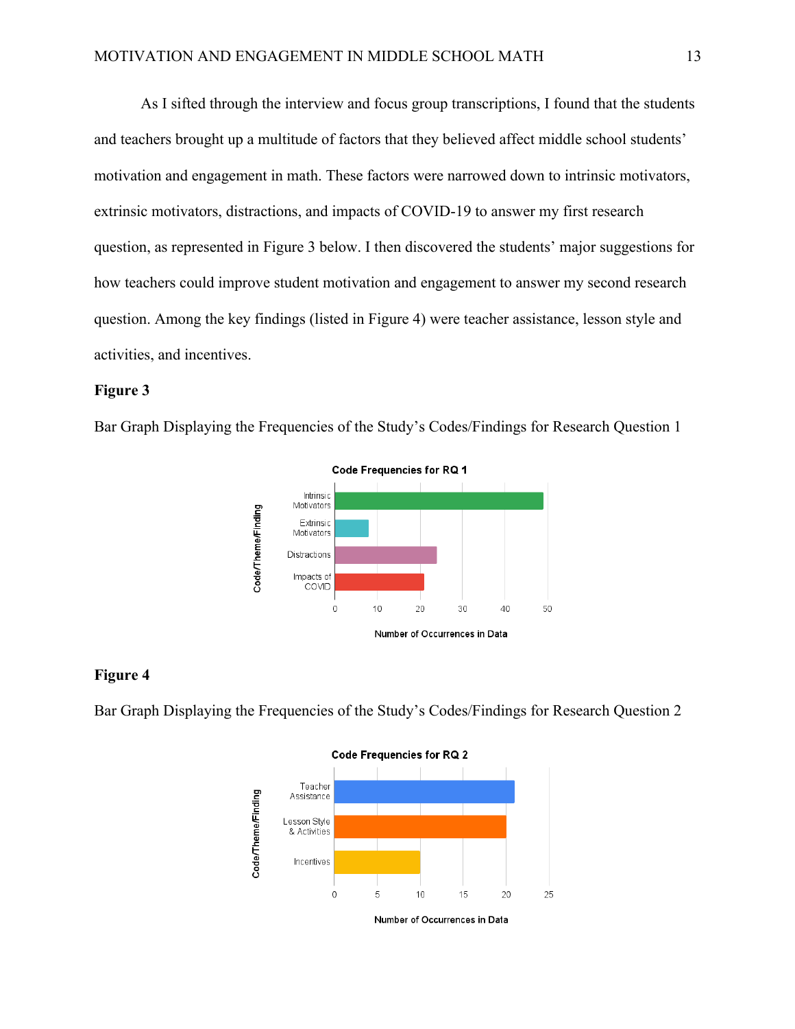As I sifted through the interview and focus group transcriptions, I found that the students and teachers brought up a multitude of factors that they believed affect middle school students' motivation and engagement in math. These factors were narrowed down to intrinsic motivators, extrinsic motivators, distractions, and impacts of COVID-19 to answer my first research question, as represented in Figure 3 below. I then discovered the students' major suggestions for how teachers could improve student motivation and engagement to answer my second research question. Among the key findings (listed in Figure 4) were teacher assistance, lesson style and activities, and incentives.

**Figure 3**

Bar Graph Displaying the Frequencies of the Study's Codes/Findings for Research Question 1

**Figure 4**

Bar Graph Displaying the Frequencies of the Study's Codes/Findings for Research Question 2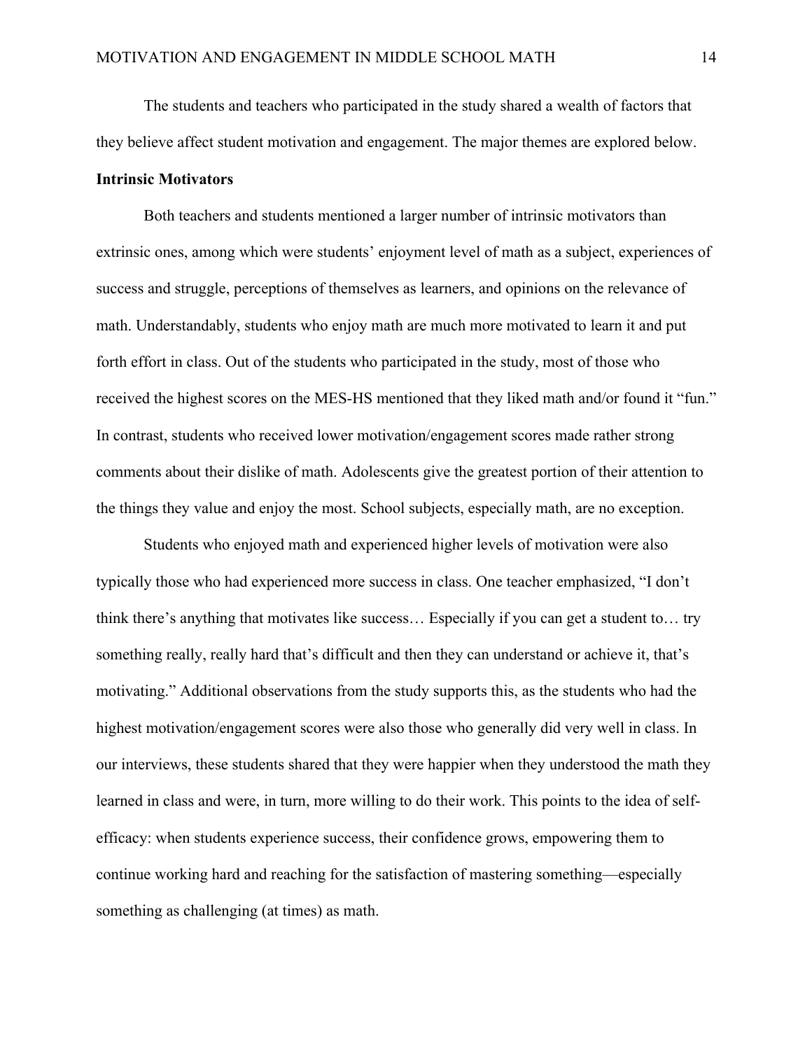The students and teachers who participated in the study shared a wealth of factors that they believe affect student motivation and engagement. The major themes are explored below.

**Intrinsic Motivators**

Both teachers and students mentioned a larger number of intrinsic motivators than extrinsic ones, among which were students' enjoyment level of math as a subject, experiences of success and struggle, perceptions of themselves as learners, and opinions on the relevance of math. Understandably, students who enjoy math are much more motivated to learn it and put forth effort in class. Out of the students who participated in the study, most of those who received the highest scores on the MES-HS mentioned that they liked math and/or found it "fun." In contrast, students who received lower motivation/engagement scores made rather strong comments about their dislike of math. Adolescents give the greatest portion of their attention to the things they value and enjoy the most. School subjects, especially math, are no exception.

Students who enjoyed math and experienced higher levels of motivation were also typically those who had experienced more success in class. One teacher emphasized, "I don't think there's anything that motivates like success… Especially if you can get a student to… try something really, really hard that's difficult and then they can understand or achieve it, that's motivating." Additional observations from the study supports this, as the students who had the highest motivation/engagement scores were also those who generally did very well in class. In our interviews, these students shared that they were happier when they understood the math they learned in class and were, in turn, more willing to do their work. This points to the idea of self-efficacy: when students experience success, their confidence grows, empowering them to continue working hard and reaching for the satisfaction of mastering something—especially something as challenging (at times) as math.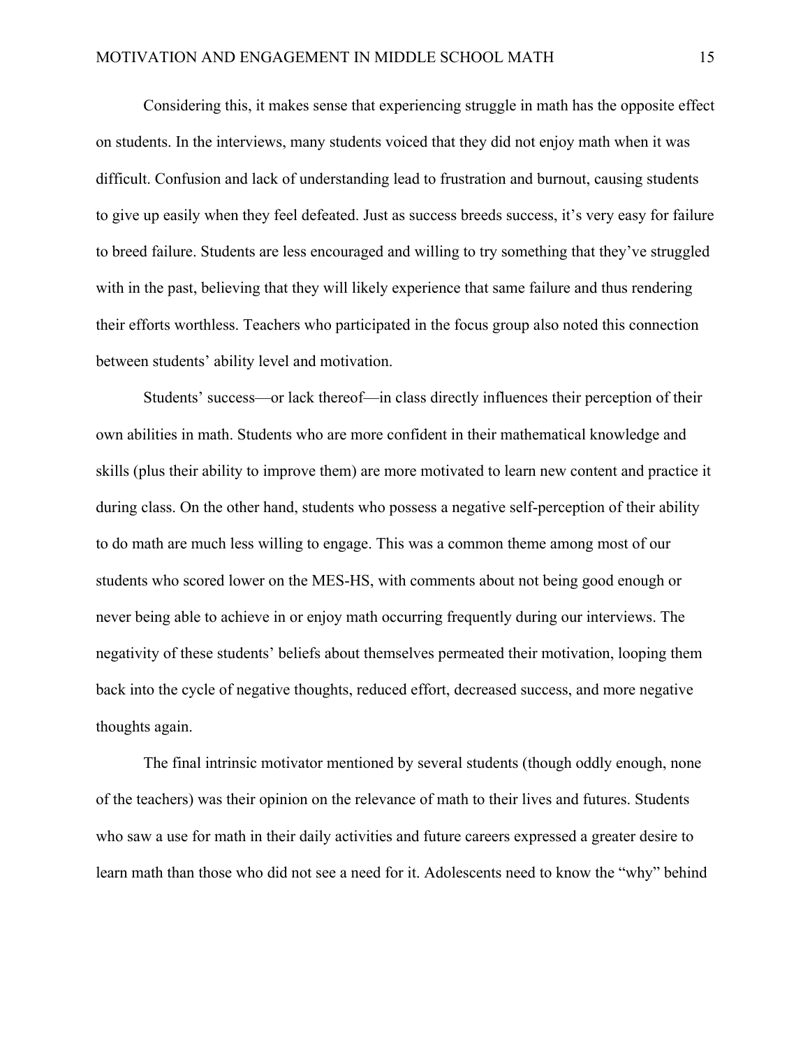Considering this, it makes sense that experiencing struggle in math has the opposite effect on students. In the interviews, many students voiced that they did not enjoy math when it was difficult. Confusion and lack of understanding lead to frustration and burnout, causing students to give up easily when they feel defeated. Just as success breeds success, it's very easy for failure to breed failure. Students are less encouraged and willing to try something that they've struggled with in the past, believing that they will likely experience that same failure and thus rendering their efforts worthless. Teachers who participated in the focus group also noted this connection between students' ability level and motivation.

Students' success—or lack thereof—in class directly influences their perception of their own abilities in math. Students who are more confident in their mathematical knowledge and skills (plus their ability to improve them) are more motivated to learn new content and practice it during class. On the other hand, students who possess a negative self-perception of their ability to do math are much less willing to engage. This was a common theme among most of our students who scored lower on the MES-HS, with comments about not being good enough or never being able to achieve in or enjoy math occurring frequently during our interviews. The negativity of these students' beliefs about themselves permeated their motivation, looping them back into the cycle of negative thoughts, reduced effort, decreased success, and more negative thoughts again.

The final intrinsic motivator mentioned by several students (though oddly enough, none of the teachers) was their opinion on the relevance of math to their lives and futures. Students who saw a use for math in their daily activities and future careers expressed a greater desire to learn math than those who did not see a need for it. Adolescents need to know the "why" behind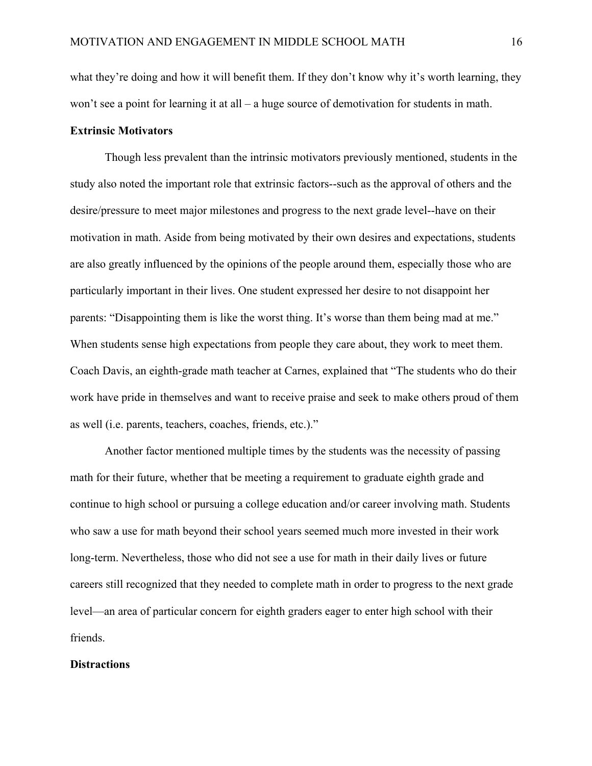what they're doing and how it will benefit them. If they don't know why it's worth learning, they won't see a point for learning it at all – a huge source of demotivation for students in math.

**Extrinsic Motivators**

Though less prevalent than the intrinsic motivators previously mentioned, students in the study also noted the important role that extrinsic factors--such as the approval of others and the desire/pressure to meet major milestones and progress to the next grade level--have on their motivation in math. Aside from being motivated by their own desires and expectations, students are also greatly influenced by the opinions of the people around them, especially those who are particularly important in their lives. One student expressed her desire to not disappoint her parents: "Disappointing them is like the worst thing. It's worse than them being mad at me." When students sense high expectations from people they care about, they work to meet them. Coach Davis, an eighth-grade math teacher at Carnes, explained that "The students who do their work have pride in themselves and want to receive praise and seek to make others proud of them as well (i.e. parents, teachers, coaches, friends, etc.)."

Another factor mentioned multiple times by the students was the necessity of passing math for their future, whether that be meeting a requirement to graduate eighth grade and continue to high school or pursuing a college education and/or career involving math. Students who saw a use for math beyond their school years seemed much more invested in their work long-term. Nevertheless, those who did not see a use for math in their daily lives or future careers still recognized that they needed to complete math in order to progress to the next grade level—an area of particular concern for eighth graders eager to enter high school with their friends.

**Distractions**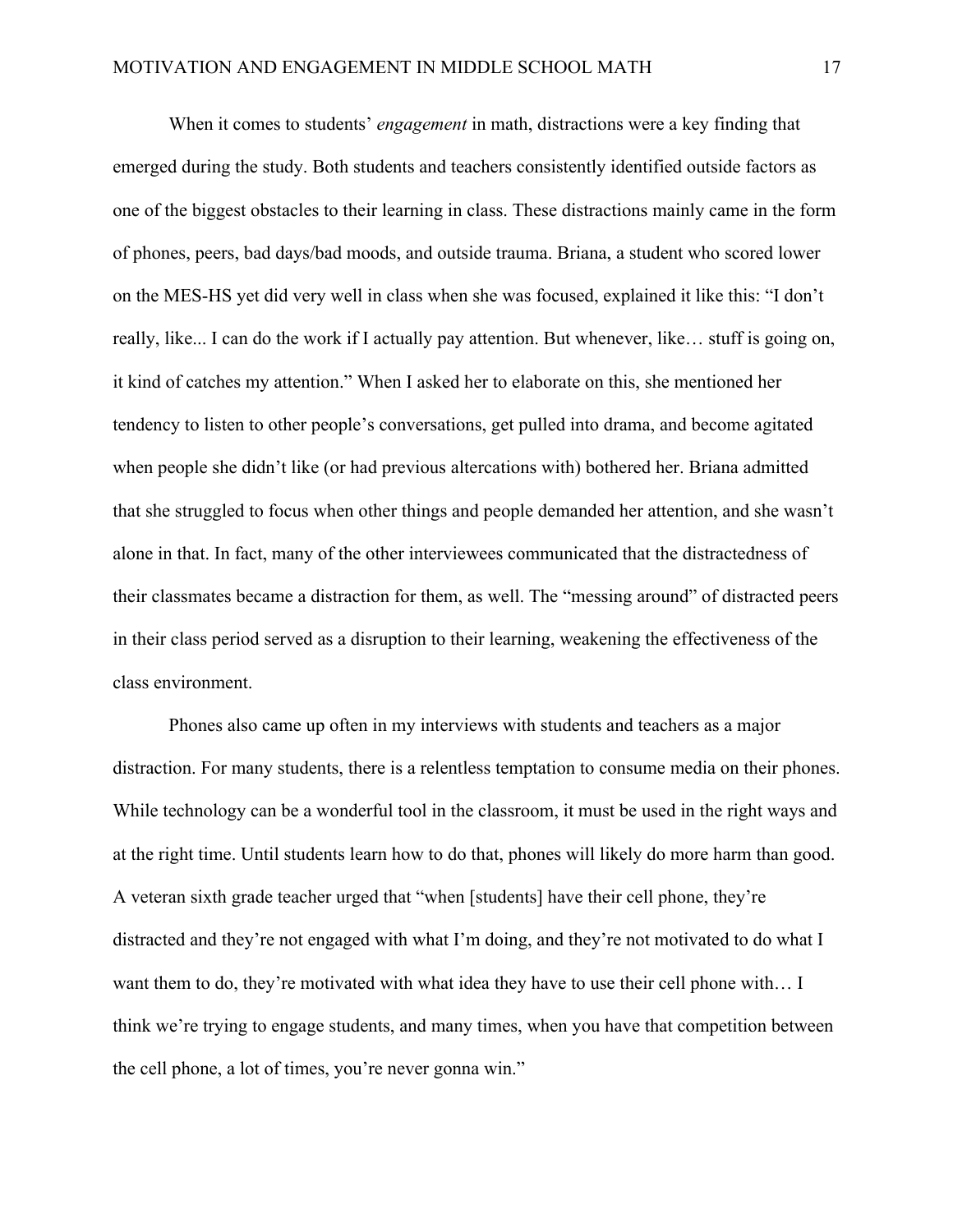When it comes to students' *engagement* in math, distractions were a key finding that emerged during the study. Both students and teachers consistently identified outside factors as one of the biggest obstacles to their learning in class. These distractions mainly came in the form of phones, peers, bad days/bad moods, and outside trauma. Briana, a student who scored lower on the MES-HS yet did very well in class when she was focused, explained it like this: "I don't really, like... I can do the work if I actually pay attention. But whenever, like… stuff is going on, it kind of catches my attention." When I asked her to elaborate on this, she mentioned her tendency to listen to other people's conversations, get pulled into drama, and become agitated when people she didn't like (or had previous altercations with) bothered her. Briana admitted that she struggled to focus when other things and people demanded her attention, and she wasn't alone in that. In fact, many of the other interviewees communicated that the distractedness of their classmates became a distraction for them, as well. The "messing around" of distracted peers in their class period served as a disruption to their learning, weakening the effectiveness of the class environment.

Phones also came up often in my interviews with students and teachers as a major distraction. For many students, there is a relentless temptation to consume media on their phones. While technology can be a wonderful tool in the classroom, it must be used in the right ways and at the right time. Until students learn how to do that, phones will likely do more harm than good. A veteran sixth grade teacher urged that "when [students] have their cell phone, they're distracted and they're not engaged with what I'm doing, and they're not motivated to do what I want them to do, they're motivated with what idea they have to use their cell phone with… I think we're trying to engage students, and many times, when you have that competition between the cell phone, a lot of times, you're never gonna win."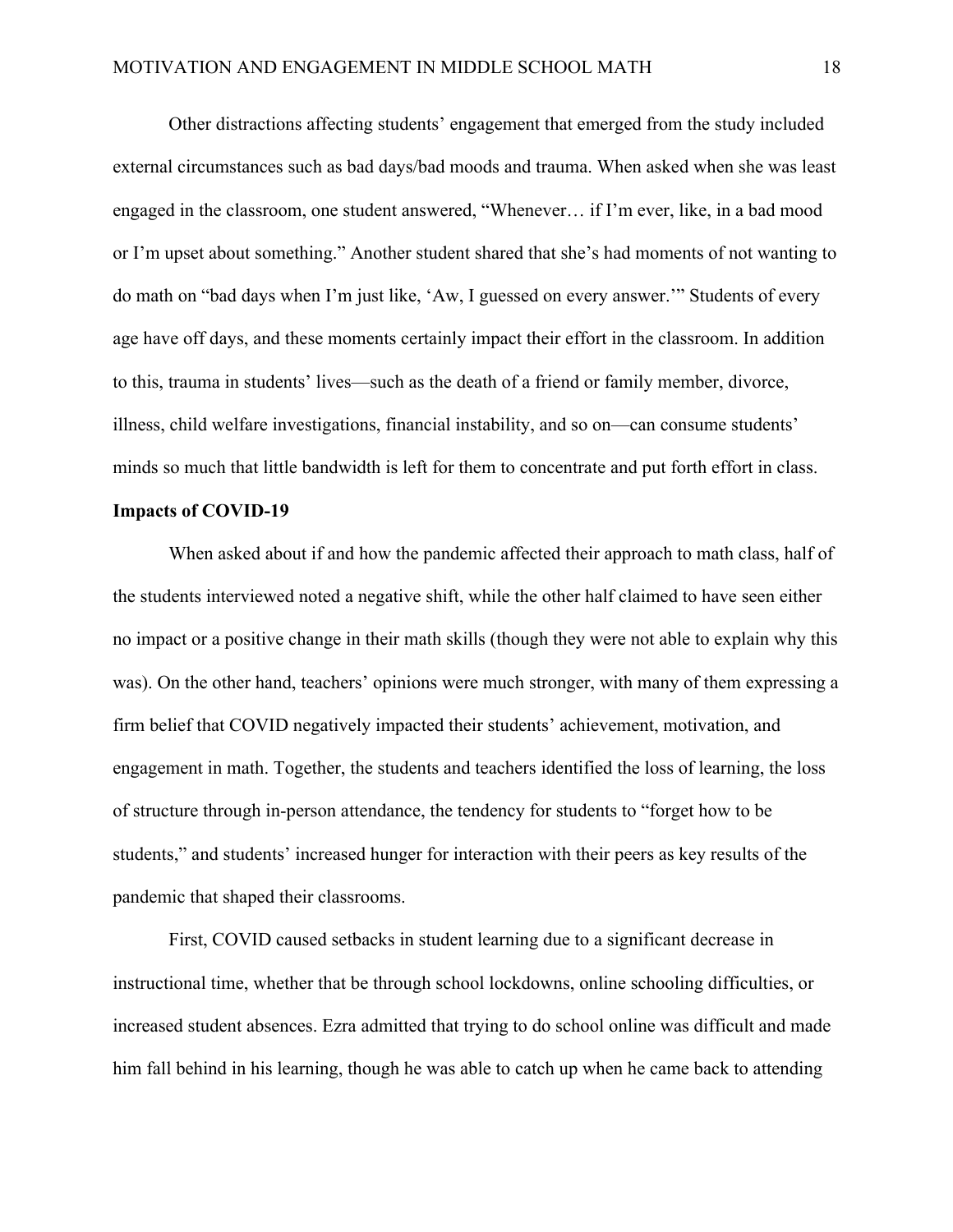Other distractions affecting students' engagement that emerged from the study included external circumstances such as bad days/bad moods and trauma. When asked when she was least engaged in the classroom, one student answered, "Whenever… if I'm ever, like, in a bad mood or I'm upset about something." Another student shared that she's had moments of not wanting to do math on "bad days when I'm just like, 'Aw, I guessed on every answer.'" Students of every age have off days, and these moments certainly impact their effort in the classroom. In addition to this, trauma in students' lives—such as the death of a friend or family member, divorce, illness, child welfare investigations, financial instability, and so on—can consume students' minds so much that little bandwidth is left for them to concentrate and put forth effort in class.

**Impacts of COVID-19**

When asked about if and how the pandemic affected their approach to math class, half of the students interviewed noted a negative shift, while the other half claimed to have seen either no impact or a positive change in their math skills (though they were not able to explain why this was). On the other hand, teachers' opinions were much stronger, with many of them expressing a firm belief that COVID negatively impacted their students' achievement, motivation, and engagement in math. Together, the students and teachers identified the loss of learning, the loss of structure through in-person attendance, the tendency for students to "forget how to be students," and students' increased hunger for interaction with their peers as key results of the pandemic that shaped their classrooms.

First, COVID caused setbacks in student learning due to a significant decrease in instructional time, whether that be through school lockdowns, online schooling difficulties, or increased student absences. Ezra admitted that trying to do school online was difficult and made him fall behind in his learning, though he was able to catch up when he came back to attending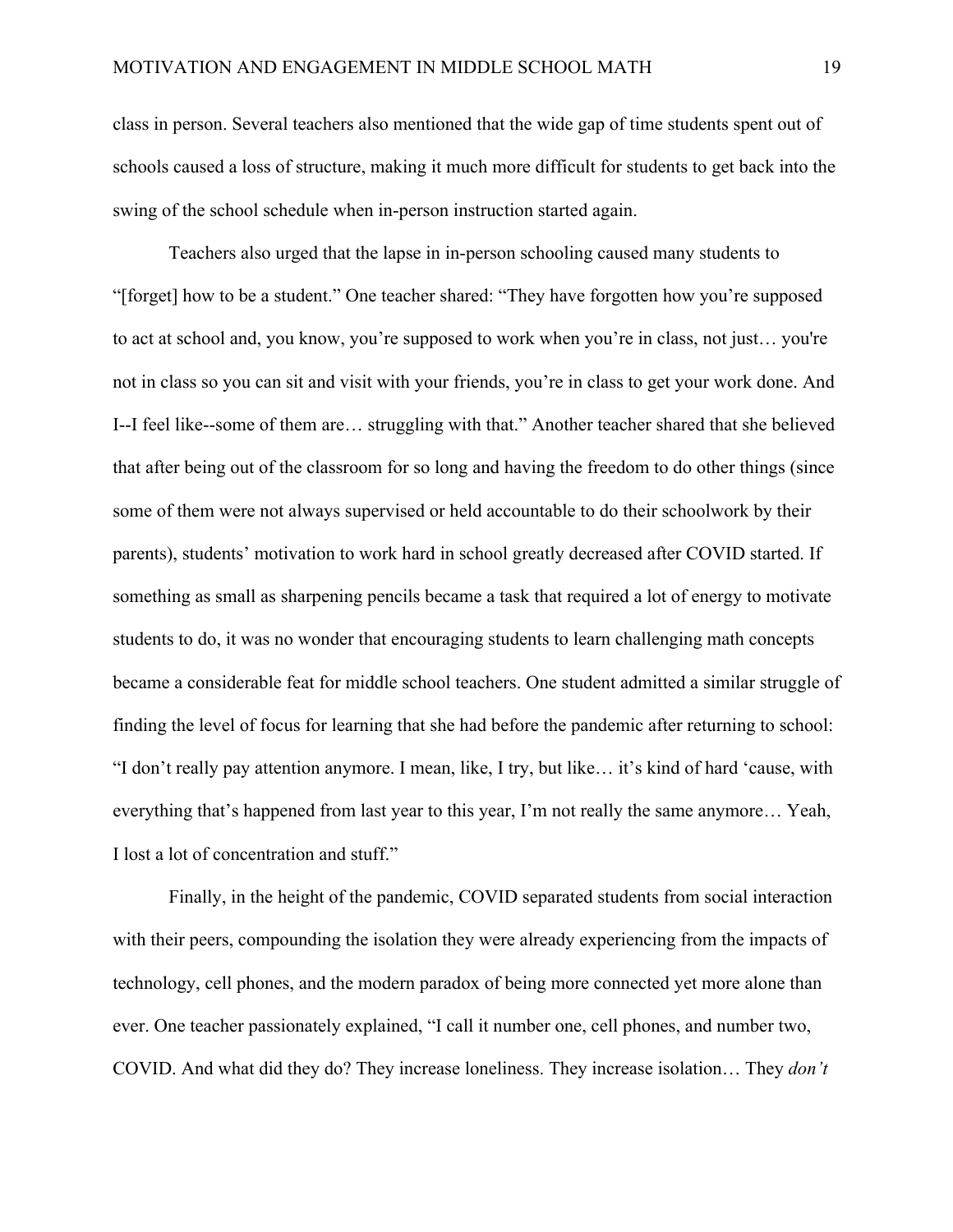class in person. Several teachers also mentioned that the wide gap of time students spent out of schools caused a loss of structure, making it much more difficult for students to get back into the swing of the school schedule when in-person instruction started again.

Teachers also urged that the lapse in in-person schooling caused many students to "[forget] how to be a student." One teacher shared: "They have forgotten how you're supposed to act at school and, you know, you're supposed to work when you're in class, not just… you're not in class so you can sit and visit with your friends, you're in class to get your work done. And I--I feel like--some of them are… struggling with that." Another teacher shared that she believed that after being out of the classroom for so long and having the freedom to do other things (since some of them were not always supervised or held accountable to do their schoolwork by their parents), students' motivation to work hard in school greatly decreased after COVID started. If something as small as sharpening pencils became a task that required a lot of energy to motivate students to do, it was no wonder that encouraging students to learn challenging math concepts became a considerable feat for middle school teachers. One student admitted a similar struggle of finding the level of focus for learning that she had before the pandemic after returning to school: "I don't really pay attention anymore. I mean, like, I try, but like… it's kind of hard 'cause, with everything that's happened from last year to this year, I'm not really the same anymore… Yeah, I lost a lot of concentration and stuff."

Finally, in the height of the pandemic, COVID separated students from social interaction with their peers, compounding the isolation they were already experiencing from the impacts of technology, cell phones, and the modern paradox of being more connected yet more alone than ever. One teacher passionately explained, "I call it number one, cell phones, and number two, COVID. And what did they do? They increase loneliness. They increase isolation… They *don't*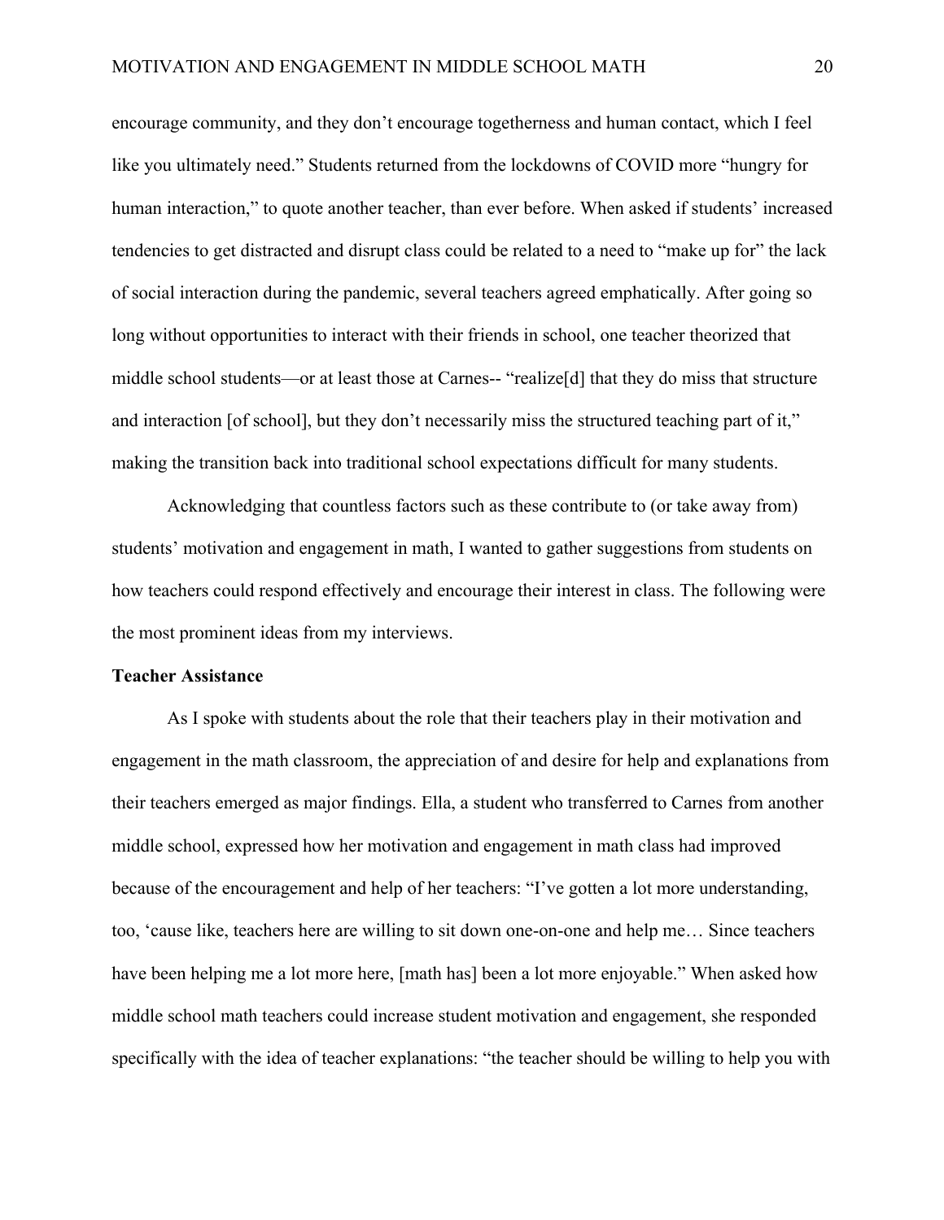encourage community, and they don't encourage togetherness and human contact, which I feel like you ultimately need." Students returned from the lockdowns of COVID more "hungry for human interaction," to quote another teacher, than ever before. When asked if students' increased tendencies to get distracted and disrupt class could be related to a need to "make up for" the lack of social interaction during the pandemic, several teachers agreed emphatically. After going so long without opportunities to interact with their friends in school, one teacher theorized that middle school students—or at least those at Carnes-- "realize[d] that they do miss that structure and interaction [of school], but they don't necessarily miss the structured teaching part of it," making the transition back into traditional school expectations difficult for many students.

Acknowledging that countless factors such as these contribute to (or take away from) students' motivation and engagement in math, I wanted to gather suggestions from students on how teachers could respond effectively and encourage their interest in class. The following were the most prominent ideas from my interviews.

**Teacher Assistance**

As I spoke with students about the role that their teachers play in their motivation and engagement in the math classroom, the appreciation of and desire for help and explanations from their teachers emerged as major findings. Ella, a student who transferred to Carnes from another middle school, expressed how her motivation and engagement in math class had improved because of the encouragement and help of her teachers: "I've gotten a lot more understanding, too, 'cause like, teachers here are willing to sit down one-on-one and help me… Since teachers have been helping me a lot more here, [math has] been a lot more enjoyable." When asked how middle school math teachers could increase student motivation and engagement, she responded specifically with the idea of teacher explanations: "the teacher should be willing to help you with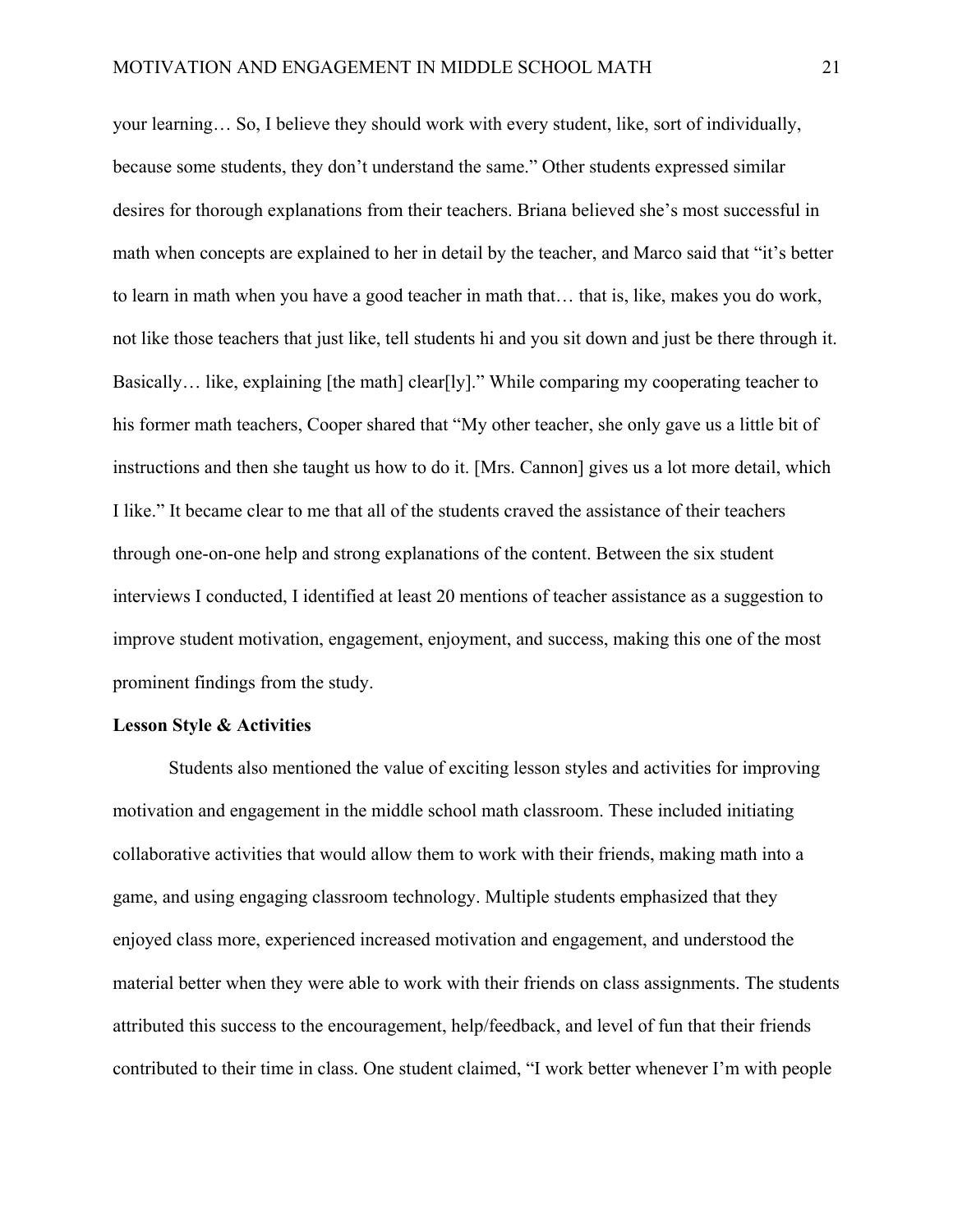your learning… So, I believe they should work with every student, like, sort of individually, because some students, they don't understand the same." Other students expressed similar desires for thorough explanations from their teachers. Briana believed she's most successful in math when concepts are explained to her in detail by the teacher, and Marco said that "it's better to learn in math when you have a good teacher in math that… that is, like, makes you do work, not like those teachers that just like, tell students hi and you sit down and just be there through it. Basically… like, explaining [the math] clear[ly]." While comparing my cooperating teacher to his former math teachers, Cooper shared that "My other teacher, she only gave us a little bit of instructions and then she taught us how to do it. [Mrs. Cannon] gives us a lot more detail, which I like." It became clear to me that all of the students craved the assistance of their teachers through one-on-one help and strong explanations of the content. Between the six student interviews I conducted, I identified at least 20 mentions of teacher assistance as a suggestion to improve student motivation, engagement, enjoyment, and success, making this one of the most prominent findings from the study.

**Lesson Style & Activities**

Students also mentioned the value of exciting lesson styles and activities for improving motivation and engagement in the middle school math classroom. These included initiating collaborative activities that would allow them to work with their friends, making math into a game, and using engaging classroom technology. Multiple students emphasized that they enjoyed class more, experienced increased motivation and engagement, and understood the material better when they were able to work with their friends on class assignments. The students attributed this success to the encouragement, help/feedback, and level of fun that their friends contributed to their time in class. One student claimed, "I work better whenever I'm with people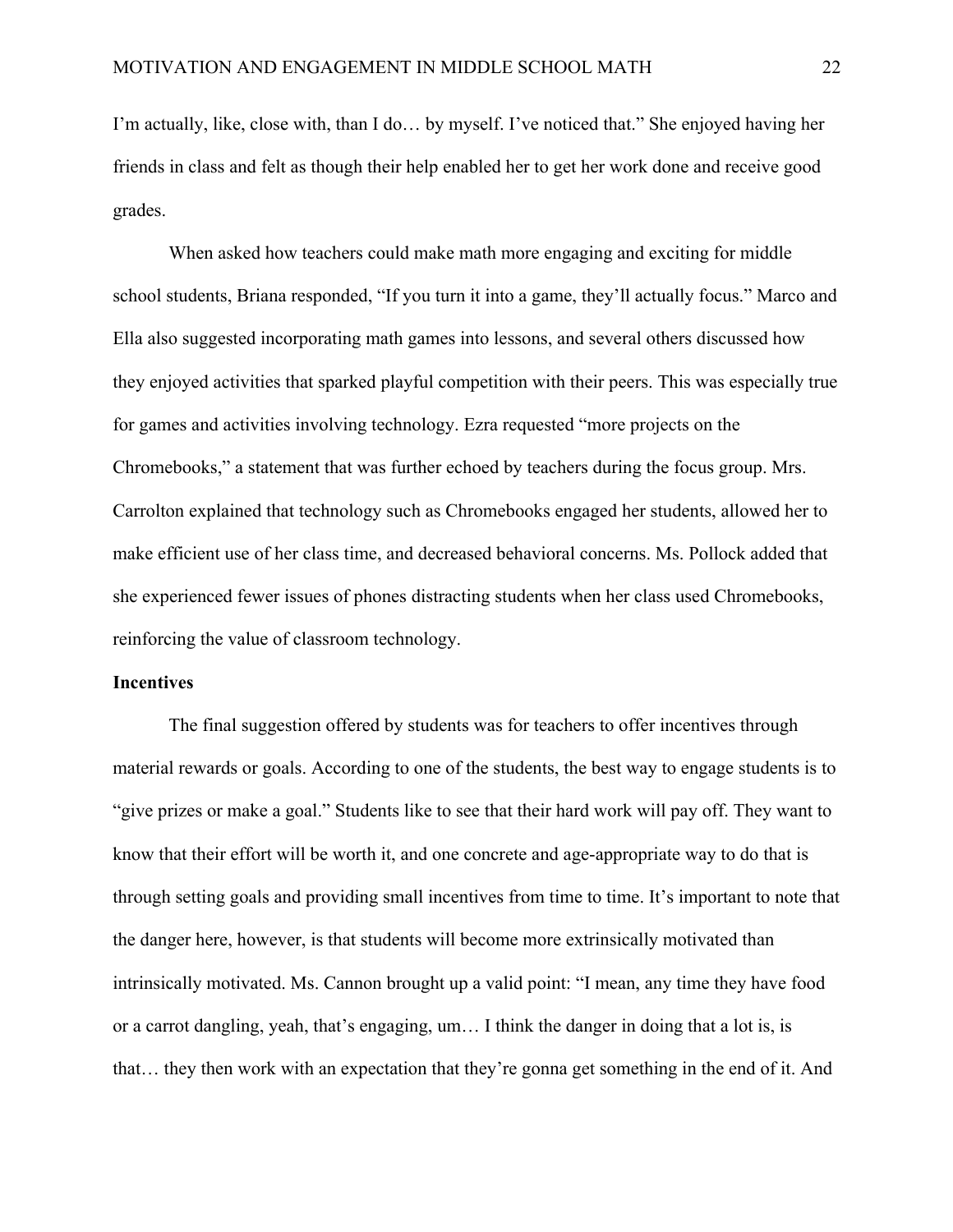I'm actually, like, close with, than I do… by myself. I've noticed that." She enjoyed having her friends in class and felt as though their help enabled her to get her work done and receive good grades.

When asked how teachers could make math more engaging and exciting for middle school students, Briana responded, "If you turn it into a game, they'll actually focus." Marco and Ella also suggested incorporating math games into lessons, and several others discussed how they enjoyed activities that sparked playful competition with their peers. This was especially true for games and activities involving technology. Ezra requested "more projects on the Chromebooks," a statement that was further echoed by teachers during the focus group. Mrs. Carrolton explained that technology such as Chromebooks engaged her students, allowed her to make efficient use of her class time, and decreased behavioral concerns. Ms. Pollock added that she experienced fewer issues of phones distracting students when her class used Chromebooks, reinforcing the value of classroom technology.

**Incentives**

The final suggestion offered by students was for teachers to offer incentives through material rewards or goals. According to one of the students, the best way to engage students is to "give prizes or make a goal." Students like to see that their hard work will pay off. They want to know that their effort will be worth it, and one concrete and age-appropriate way to do that is through setting goals and providing small incentives from time to time. It's important to note that the danger here, however, is that students will become more extrinsically motivated than intrinsically motivated. Ms. Cannon brought up a valid point: "I mean, any time they have food or a carrot dangling, yeah, that's engaging, um… I think the danger in doing that a lot is, is that… they then work with an expectation that they're gonna get something in the end of it. And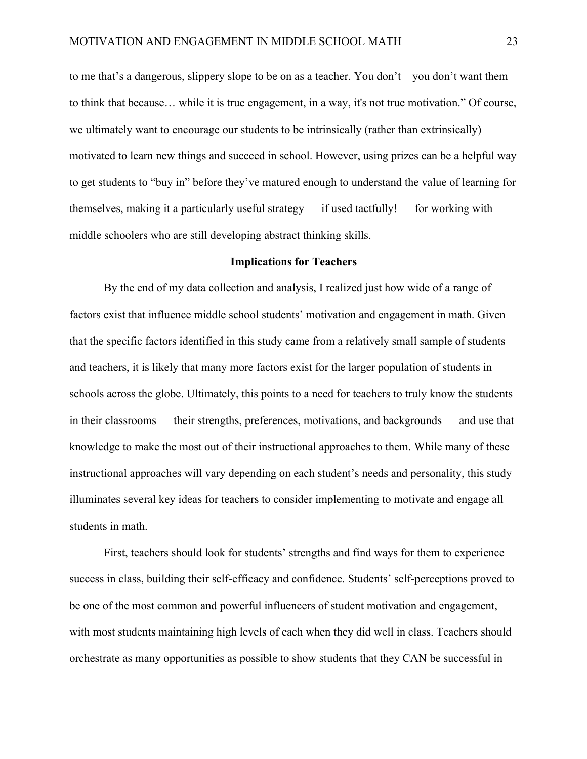to me that's a dangerous, slippery slope to be on as a teacher. You don't – you don't want them to think that because… while it is true engagement, in a way, it's not true motivation." Of course, we ultimately want to encourage our students to be intrinsically (rather than extrinsically) motivated to learn new things and succeed in school. However, using prizes can be a helpful way to get students to "buy in" before they've matured enough to understand the value of learning for themselves, making it a particularly useful strategy — if used tactfully! — for working with middle schoolers who are still developing abstract thinking skills.

**Implications for Teachers**

By the end of my data collection and analysis, I realized just how wide of a range of factors exist that influence middle school students' motivation and engagement in math. Given that the specific factors identified in this study came from a relatively small sample of students and teachers, it is likely that many more factors exist for the larger population of students in schools across the globe. Ultimately, this points to a need for teachers to truly know the students in their classrooms — their strengths, preferences, motivations, and backgrounds — and use that knowledge to make the most out of their instructional approaches to them. While many of these instructional approaches will vary depending on each student's needs and personality, this study illuminates several key ideas for teachers to consider implementing to motivate and engage all students in math.

First, teachers should look for students' strengths and find ways for them to experience success in class, building their self-efficacy and confidence. Students' self-perceptions proved to be one of the most common and powerful influencers of student motivation and engagement, with most students maintaining high levels of each when they did well in class. Teachers should orchestrate as many opportunities as possible to show students that they CAN be successful in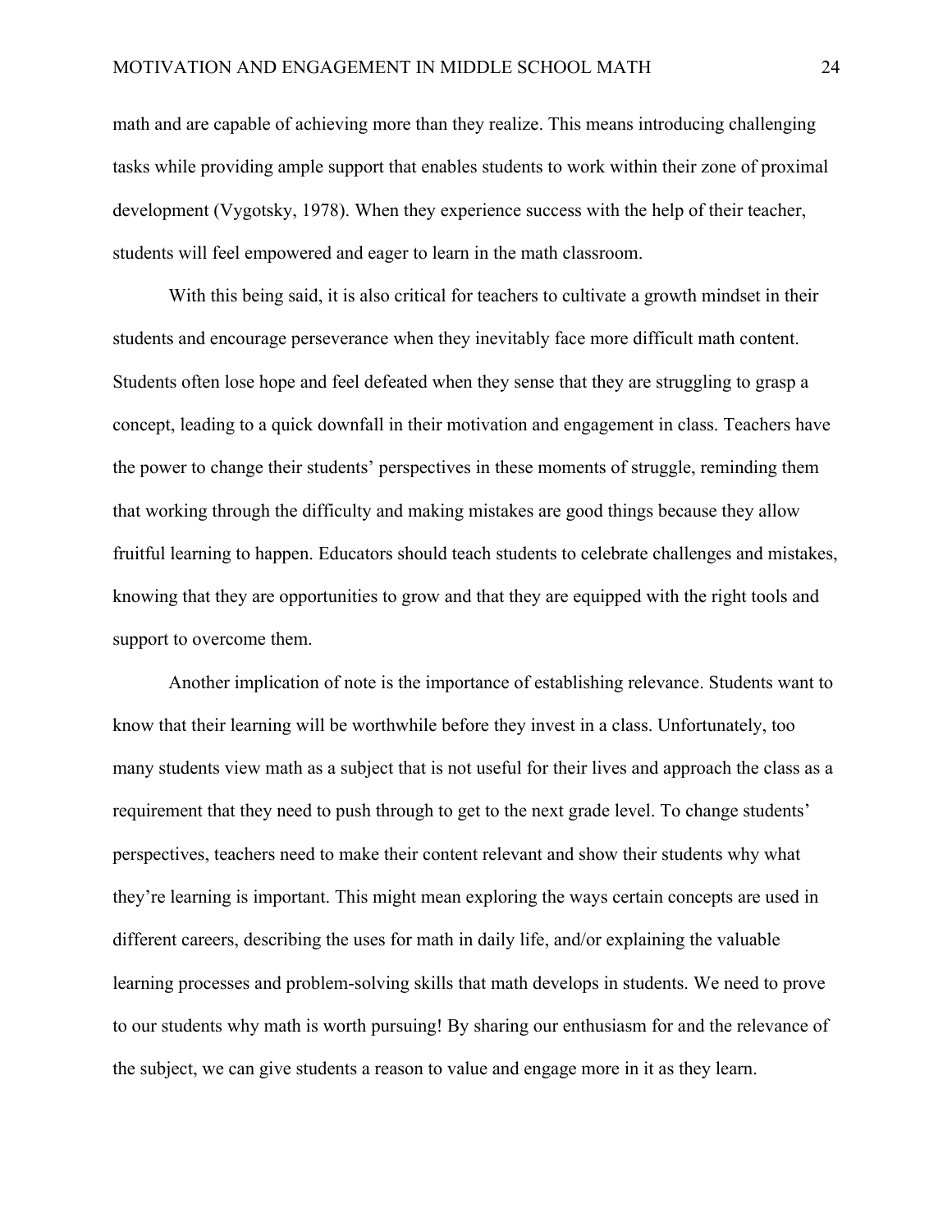math and are capable of achieving more than they realize. This means introducing challenging tasks while providing ample support that enables students to work within their zone of proximal development (Vygotsky, 1978). When they experience success with the help of their teacher, students will feel empowered and eager to learn in the math classroom.

With this being said, it is also critical for teachers to cultivate a growth mindset in their students and encourage perseverance when they inevitably face more difficult math content. Students often lose hope and feel defeated when they sense that they are struggling to grasp a concept, leading to a quick downfall in their motivation and engagement in class. Teachers have the power to change their students' perspectives in these moments of struggle, reminding them that working through the difficulty and making mistakes are good things because they allow fruitful learning to happen. Educators should teach students to celebrate challenges and mistakes, knowing that they are opportunities to grow and that they are equipped with the right tools and support to overcome them.

Another implication of note is the importance of establishing relevance. Students want to know that their learning will be worthwhile before they invest in a class. Unfortunately, too many students view math as a subject that is not useful for their lives and approach the class as a requirement that they need to push through to get to the next grade level. To change students' perspectives, teachers need to make their content relevant and show their students why what they're learning is important. This might mean exploring the ways certain concepts are used in different careers, describing the uses for math in daily life, and/or explaining the valuable learning processes and problem-solving skills that math develops in students. We need to prove to our students why math is worth pursuing! By sharing our enthusiasm for and the relevance of the subject, we can give students a reason to value and engage more in it as they learn.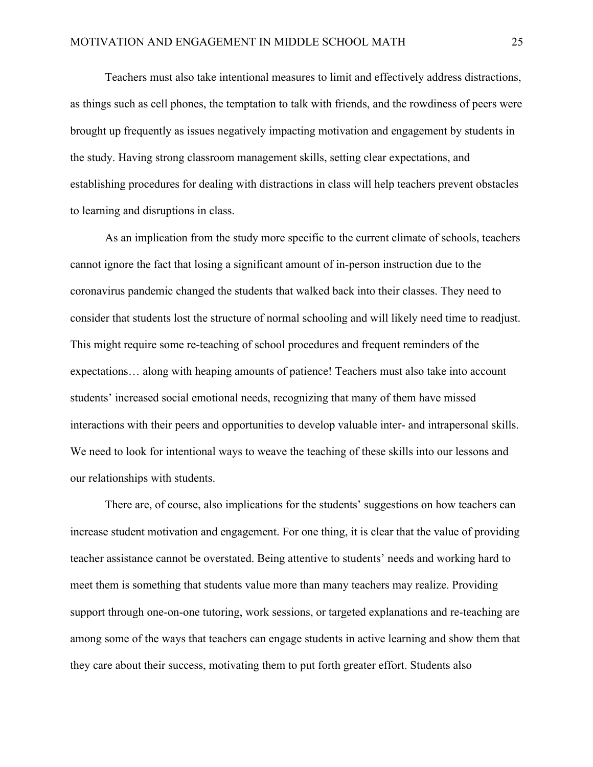Teachers must also take intentional measures to limit and effectively address distractions, as things such as cell phones, the temptation to talk with friends, and the rowdiness of peers were brought up frequently as issues negatively impacting motivation and engagement by students in the study. Having strong classroom management skills, setting clear expectations, and establishing procedures for dealing with distractions in class will help teachers prevent obstacles to learning and disruptions in class.

As an implication from the study more specific to the current climate of schools, teachers cannot ignore the fact that losing a significant amount of in-person instruction due to the coronavirus pandemic changed the students that walked back into their classes. They need to consider that students lost the structure of normal schooling and will likely need time to readjust. This might require some re-teaching of school procedures and frequent reminders of the expectations… along with heaping amounts of patience! Teachers must also take into account students' increased social emotional needs, recognizing that many of them have missed interactions with their peers and opportunities to develop valuable inter- and intrapersonal skills. We need to look for intentional ways to weave the teaching of these skills into our lessons and our relationships with students.

There are, of course, also implications for the students' suggestions on how teachers can increase student motivation and engagement. For one thing, it is clear that the value of providing teacher assistance cannot be overstated. Being attentive to students' needs and working hard to meet them is something that students value more than many teachers may realize. Providing support through one-on-one tutoring, work sessions, or targeted explanations and re-teaching are among some of the ways that teachers can engage students in active learning and show them that they care about their success, motivating them to put forth greater effort. Students also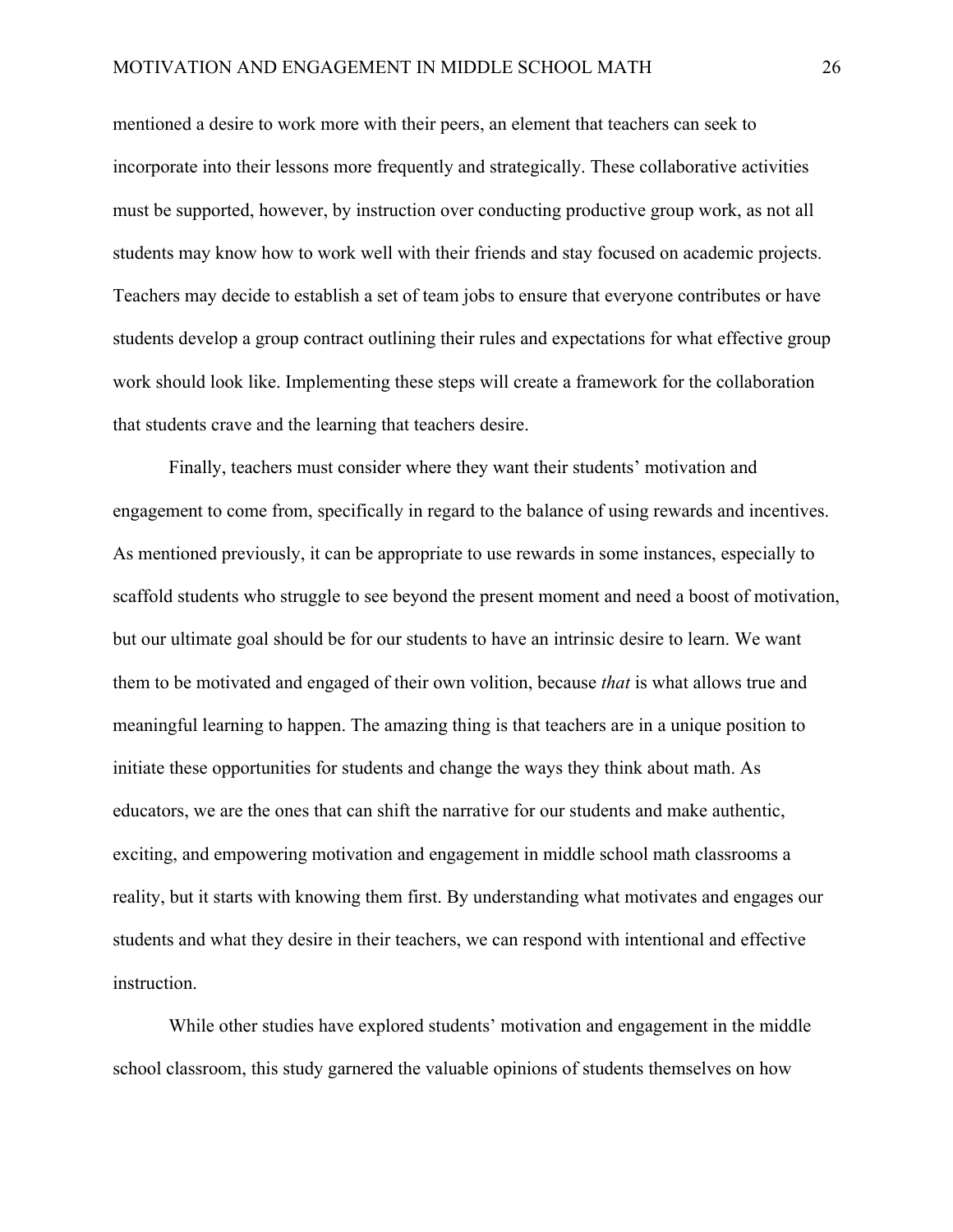mentioned a desire to work more with their peers, an element that teachers can seek to incorporate into their lessons more frequently and strategically. These collaborative activities must be supported, however, by instruction over conducting productive group work, as not all students may know how to work well with their friends and stay focused on academic projects. Teachers may decide to establish a set of team jobs to ensure that everyone contributes or have students develop a group contract outlining their rules and expectations for what effective group work should look like. Implementing these steps will create a framework for the collaboration that students crave and the learning that teachers desire.

Finally, teachers must consider where they want their students' motivation and engagement to come from, specifically in regard to the balance of using rewards and incentives. As mentioned previously, it can be appropriate to use rewards in some instances, especially to scaffold students who struggle to see beyond the present moment and need a boost of motivation, but our ultimate goal should be for our students to have an intrinsic desire to learn. We want them to be motivated and engaged of their own volition, because *that* is what allows true and meaningful learning to happen. The amazing thing is that teachers are in a unique position to initiate these opportunities for students and change the ways they think about math. As educators, we are the ones that can shift the narrative for our students and make authentic, exciting, and empowering motivation and engagement in middle school math classrooms a reality, but it starts with knowing them first. By understanding what motivates and engages our students and what they desire in their teachers, we can respond with intentional and effective instruction.

While other studies have explored students' motivation and engagement in the middle school classroom, this study garnered the valuable opinions of students themselves on how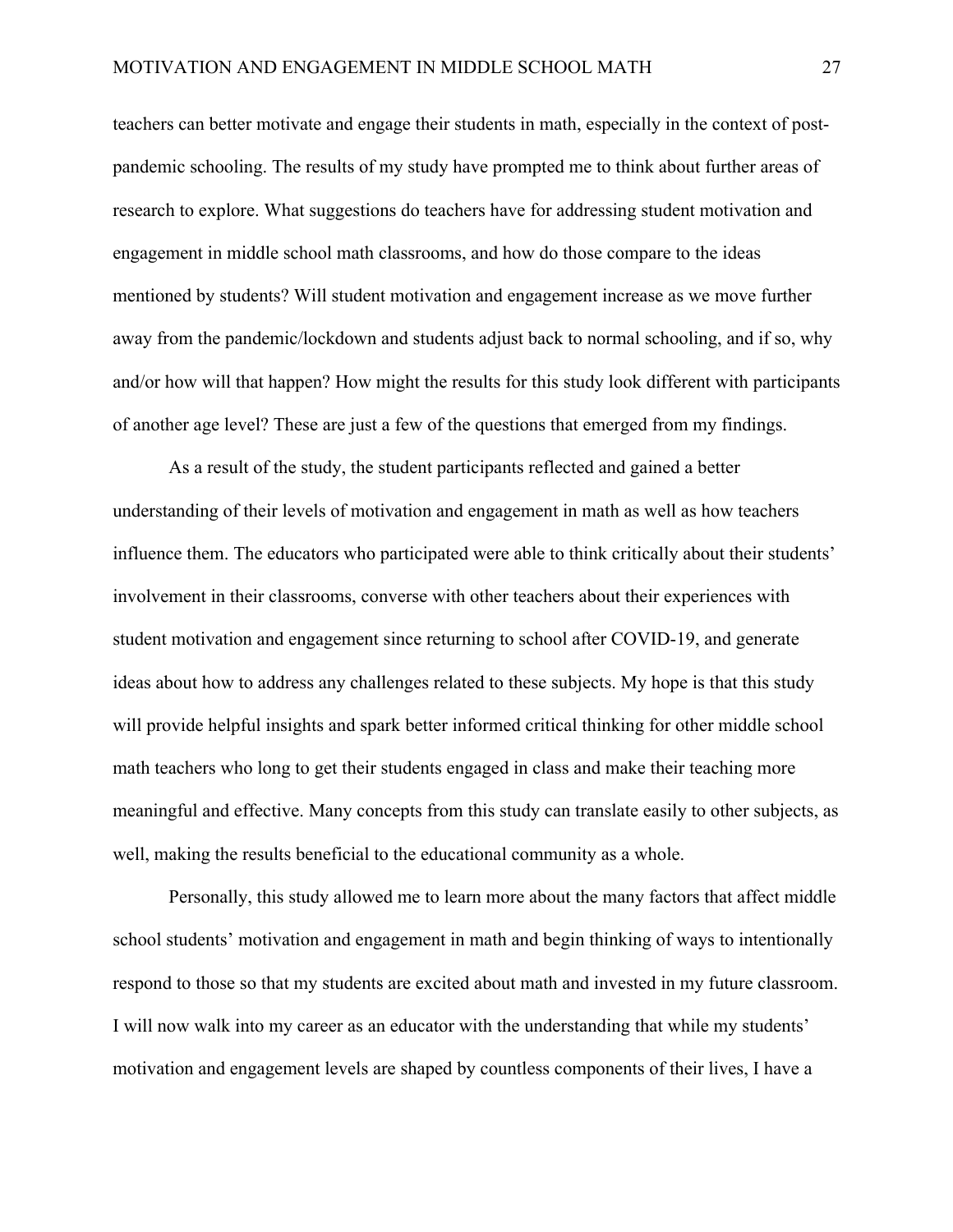teachers can better motivate and engage their students in math, especially in the context of post-pandemic schooling. The results of my study have prompted me to think about further areas of research to explore. What suggestions do teachers have for addressing student motivation and engagement in middle school math classrooms, and how do those compare to the ideas mentioned by students? Will student motivation and engagement increase as we move further away from the pandemic/lockdown and students adjust back to normal schooling, and if so, why and/or how will that happen? How might the results for this study look different with participants of another age level? These are just a few of the questions that emerged from my findings.

As a result of the study, the student participants reflected and gained a better understanding of their levels of motivation and engagement in math as well as how teachers influence them. The educators who participated were able to think critically about their students' involvement in their classrooms, converse with other teachers about their experiences with student motivation and engagement since returning to school after COVID-19, and generate ideas about how to address any challenges related to these subjects. My hope is that this study will provide helpful insights and spark better informed critical thinking for other middle school math teachers who long to get their students engaged in class and make their teaching more meaningful and effective. Many concepts from this study can translate easily to other subjects, as well, making the results beneficial to the educational community as a whole.

Personally, this study allowed me to learn more about the many factors that affect middle school students' motivation and engagement in math and begin thinking of ways to intentionally respond to those so that my students are excited about math and invested in my future classroom. I will now walk into my career as an educator with the understanding that while my students' motivation and engagement levels are shaped by countless components of their lives, I have a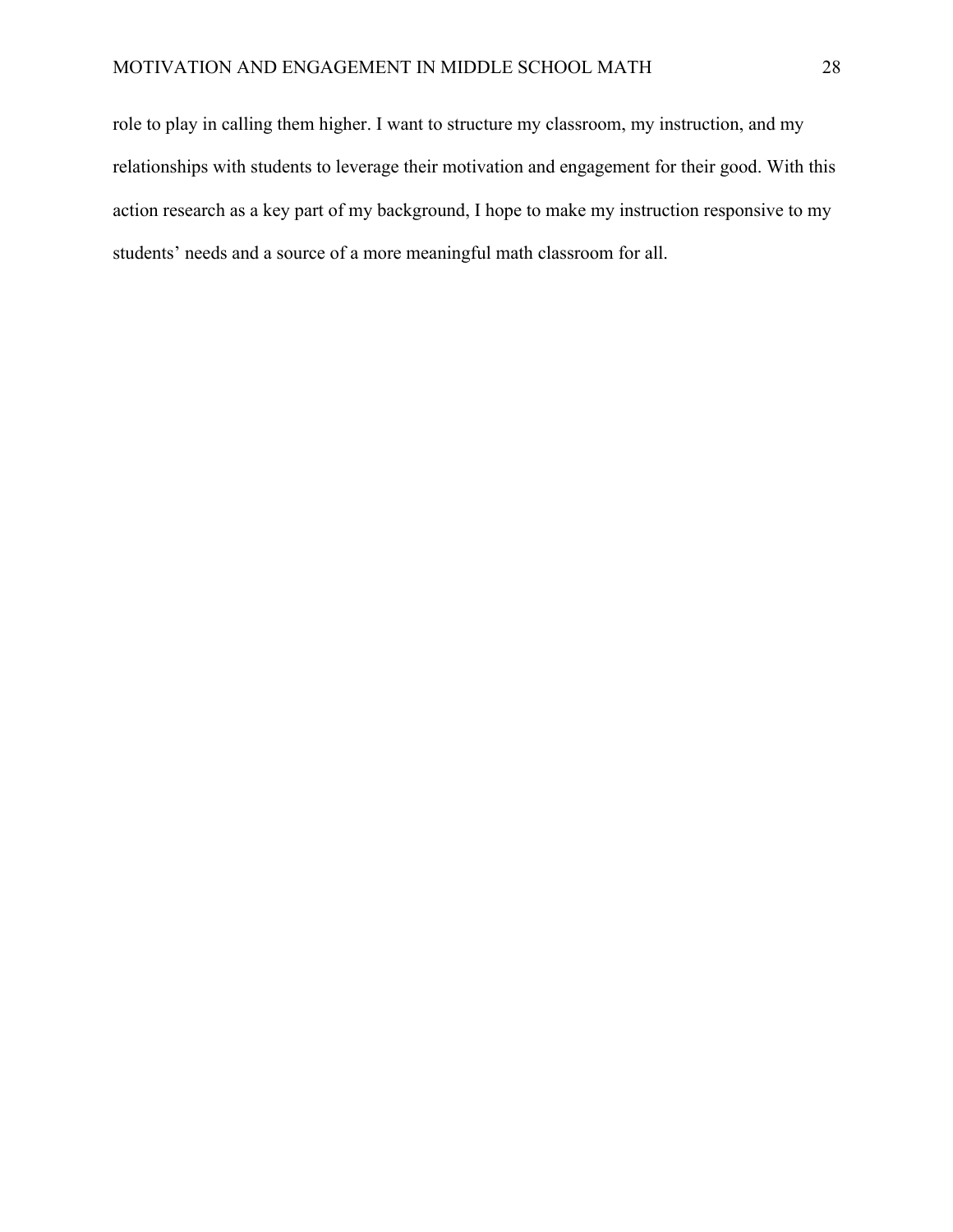role to play in calling them higher. I want to structure my classroom, my instruction, and my relationships with students to leverage their motivation and engagement for their good. With this action research as a key part of my background, I hope to make my instruction responsive to my students' needs and a source of a more meaningful math classroom for all.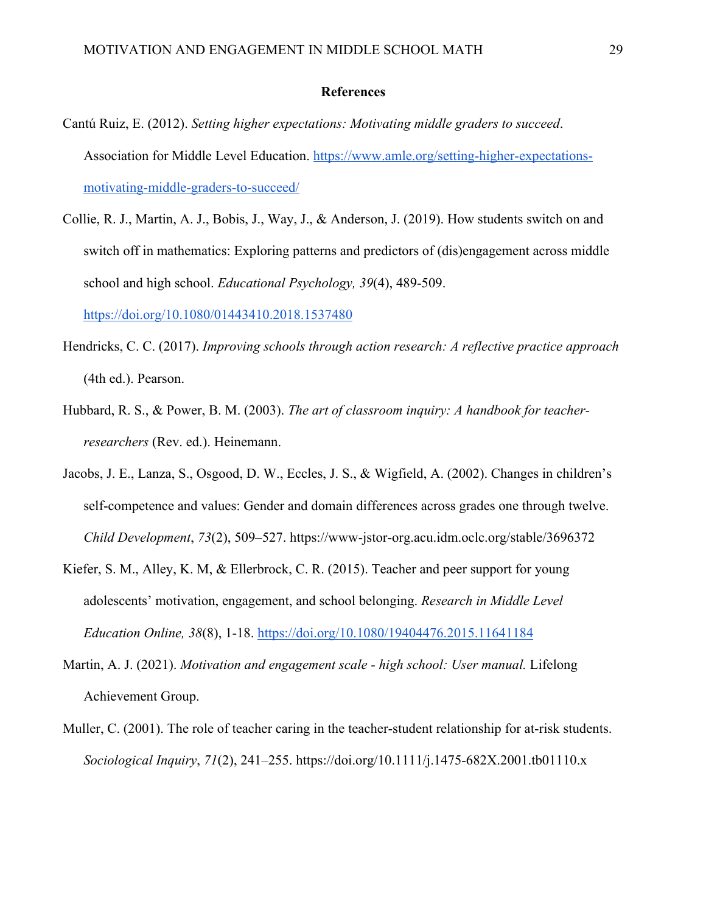## References

Cantú Ruiz, E. (2012). *Setting higher expectations: Motivating middle graders to succeed*. Association for Middle Level Education. https://www.amle.org/setting-higher-expectations-motivating-middle-graders-to-succeed/

Collie, R. J., Martin, A. J., Bobis, J., Way, J., & Anderson, J. (2019). How students switch on and switch off in mathematics: Exploring patterns and predictors of (dis)engagement across middle school and high school. *Educational Psychology, 39*(4), 489-509. https://doi.org/10.1080/01443410.2018.1537480

Hendricks, C. C. (2017). *Improving schools through action research: A reflective practice approach* (4th ed.). Pearson.

Hubbard, R. S., & Power, B. M. (2003). *The art of classroom inquiry: A handbook for teacher-researchers* (Rev. ed.). Heinemann.

Jacobs, J. E., Lanza, S., Osgood, D. W., Eccles, J. S., & Wigfield, A. (2002). Changes in children's self-competence and values: Gender and domain differences across grades one through twelve. *Child Development*, *73*(2), 509–527. https://www-jstor-org.acu.idm.oclc.org/stable/3696372

Kiefer, S. M., Alley, K. M, & Ellerbrock, C. R. (2015). Teacher and peer support for young adolescents' motivation, engagement, and school belonging. *Research in Middle Level Education Online, 38*(8), 1-18. https://doi.org/10.1080/19404476.2015.11641184

Martin, A. J. (2021). *Motivation and engagement scale - high school: User manual.* Lifelong Achievement Group.

Muller, C. (2001). The role of teacher caring in the teacher-student relationship for at-risk students. *Sociological Inquiry*, *71*(2), 241–255. https://doi.org/10.1111/j.1475-682X.2001.tb01110.x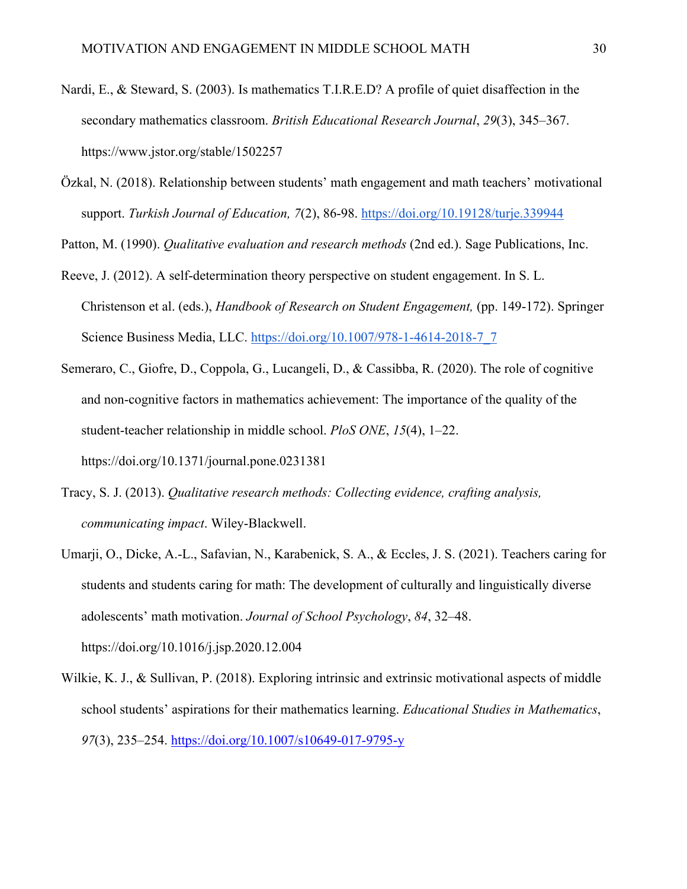Nardi, E., & Steward, S. (2003). Is mathematics T.I.R.E.D? A profile of quiet disaffection in the secondary mathematics classroom. *British Educational Research Journal*, *29*(3), 345–367. https://www.jstor.org/stable/1502257

Özkal, N. (2018). Relationship between students' math engagement and math teachers' motivational support. *Turkish Journal of Education, 7*(2), 86-98. https://doi.org/10.19128/turje.339944

Patton, M. (1990). *Qualitative evaluation and research methods* (2nd ed.). Sage Publications, Inc.

Reeve, J. (2012). A self-determination theory perspective on student engagement. In S. L. Christenson et al. (eds.), *Handbook of Research on Student Engagement,* (pp. 149-172). Springer Science Business Media, LLC. https://doi.org/10.1007/978-1-4614-2018-7_7

Semeraro, C., Giofre, D., Coppola, G., Lucangeli, D., & Cassibba, R. (2020). The role of cognitive and non-cognitive factors in mathematics achievement: The importance of the quality of the student-teacher relationship in middle school. *PloS ONE*, *15*(4), 1–22. https://doi.org/10.1371/journal.pone.0231381

Tracy, S. J. (2013). *Qualitative research methods: Collecting evidence, crafting analysis, communicating impact*. Wiley-Blackwell.

Umarji, O., Dicke, A.-L., Safavian, N., Karabenick, S. A., & Eccles, J. S. (2021). Teachers caring for students and students caring for math: The development of culturally and linguistically diverse adolescents' math motivation. *Journal of School Psychology*, *84*, 32–48. https://doi.org/10.1016/j.jsp.2020.12.004

Wilkie, K. J., & Sullivan, P. (2018). Exploring intrinsic and extrinsic motivational aspects of middle school students' aspirations for their mathematics learning. *Educational Studies in Mathematics*, *97*(3), 235–254. https://doi.org/10.1007/s10649-017-9795-y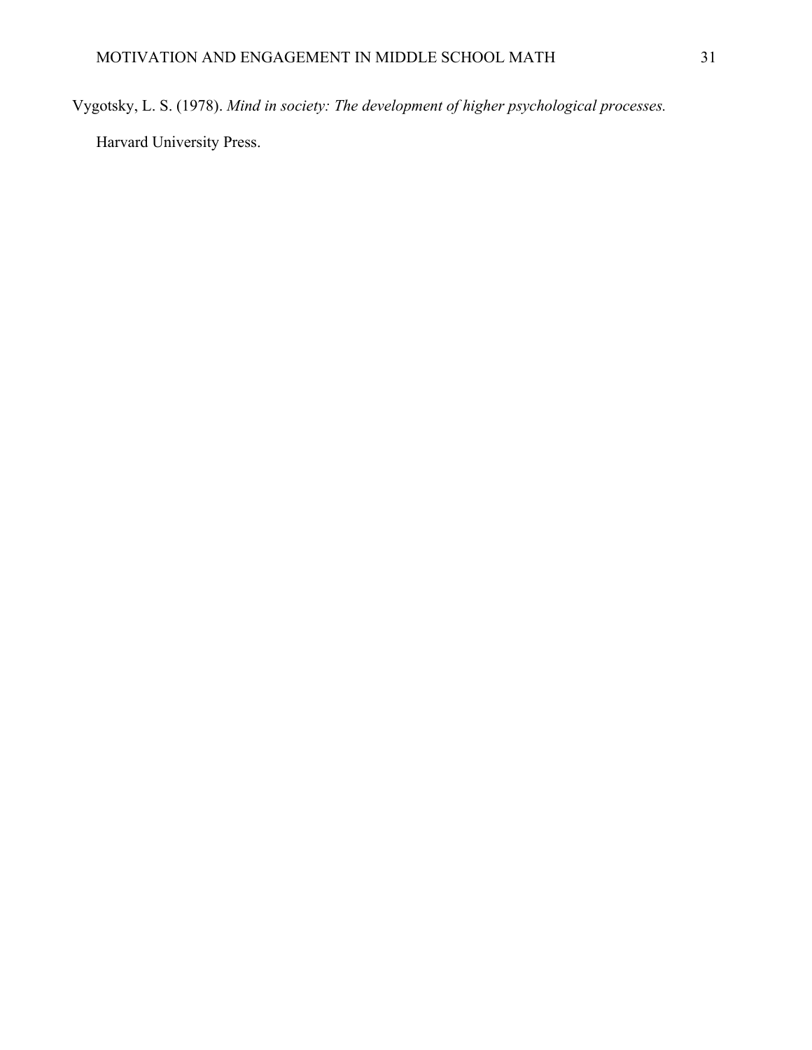Vygotsky, L. S. (1978). *Mind in society: The development of higher psychological processes.* Harvard University Press.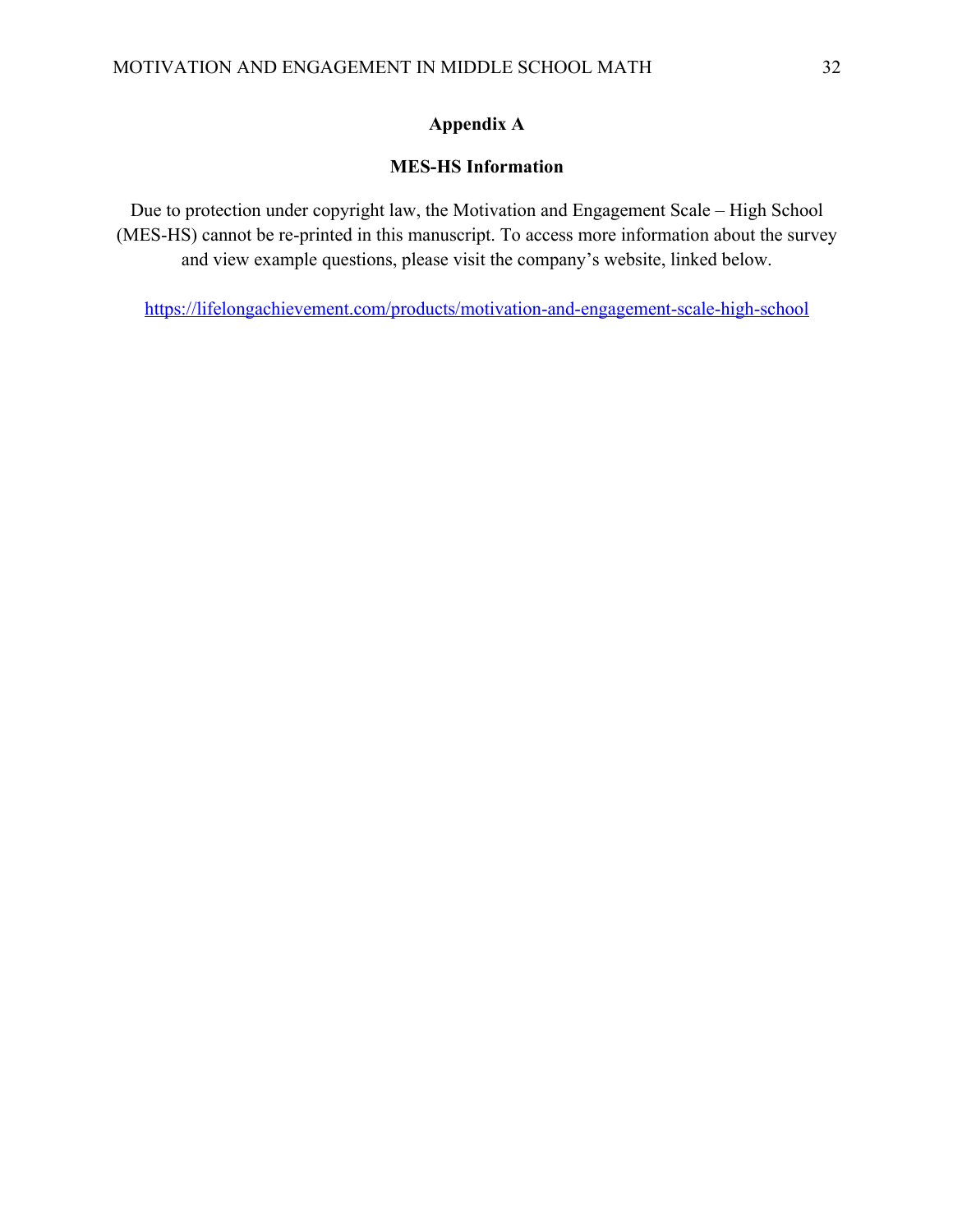# Appendix A

## MES-HS Information

Due to protection under copyright law, the Motivation and Engagement Scale – High School (MES-HS) cannot be re-printed in this manuscript. To access more information about the survey and view example questions, please visit the company's website, linked below.

https://lifelongachievement.com/products/motivation-and-engagement-scale-high-school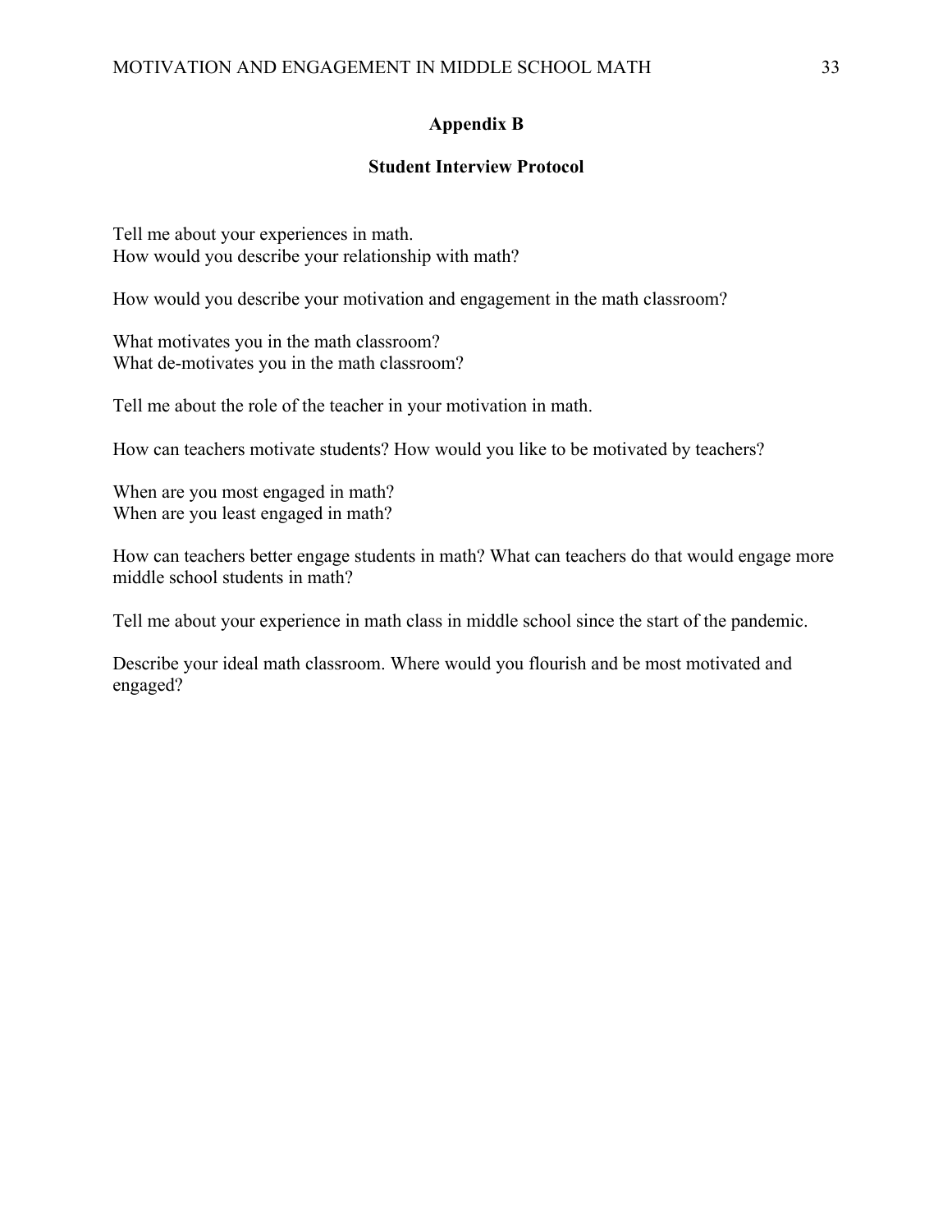## Appendix B

### Student Interview Protocol

Tell me about your experiences in math.
How would you describe your relationship with math?

How would you describe your motivation and engagement in the math classroom?

What motivates you in the math classroom?
What de-motivates you in the math classroom?

Tell me about the role of the teacher in your motivation in math.

How can teachers motivate students? How would you like to be motivated by teachers?

When are you most engaged in math?
When are you least engaged in math?

How can teachers better engage students in math? What can teachers do that would engage more middle school students in math?

Tell me about your experience in math class in middle school since the start of the pandemic.

Describe your ideal math classroom. Where would you flourish and be most motivated and engaged?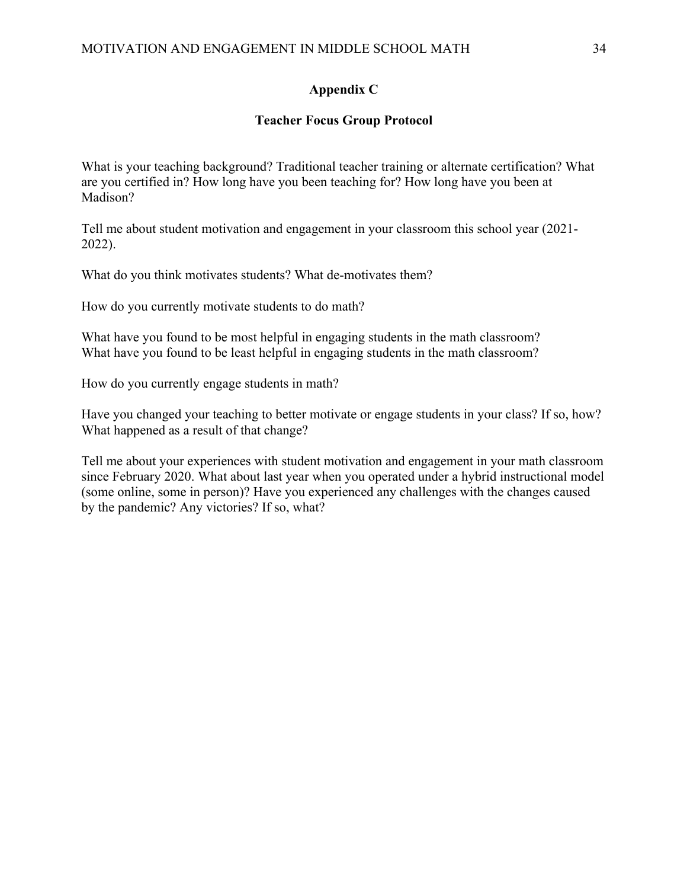## Appendix C

### Teacher Focus Group Protocol

What is your teaching background? Traditional teacher training or alternate certification? What are you certified in? How long have you been teaching for? How long have you been at Madison?

Tell me about student motivation and engagement in your classroom this school year (2021-2022).

What do you think motivates students? What de-motivates them?

How do you currently motivate students to do math?

What have you found to be most helpful in engaging students in the math classroom?
What have you found to be least helpful in engaging students in the math classroom?

How do you currently engage students in math?

Have you changed your teaching to better motivate or engage students in your class? If so, how? What happened as a result of that change?

Tell me about your experiences with student motivation and engagement in your math classroom since February 2020. What about last year when you operated under a hybrid instructional model (some online, some in person)? Have you experienced any challenges with the changes caused by the pandemic? Any victories? If so, what?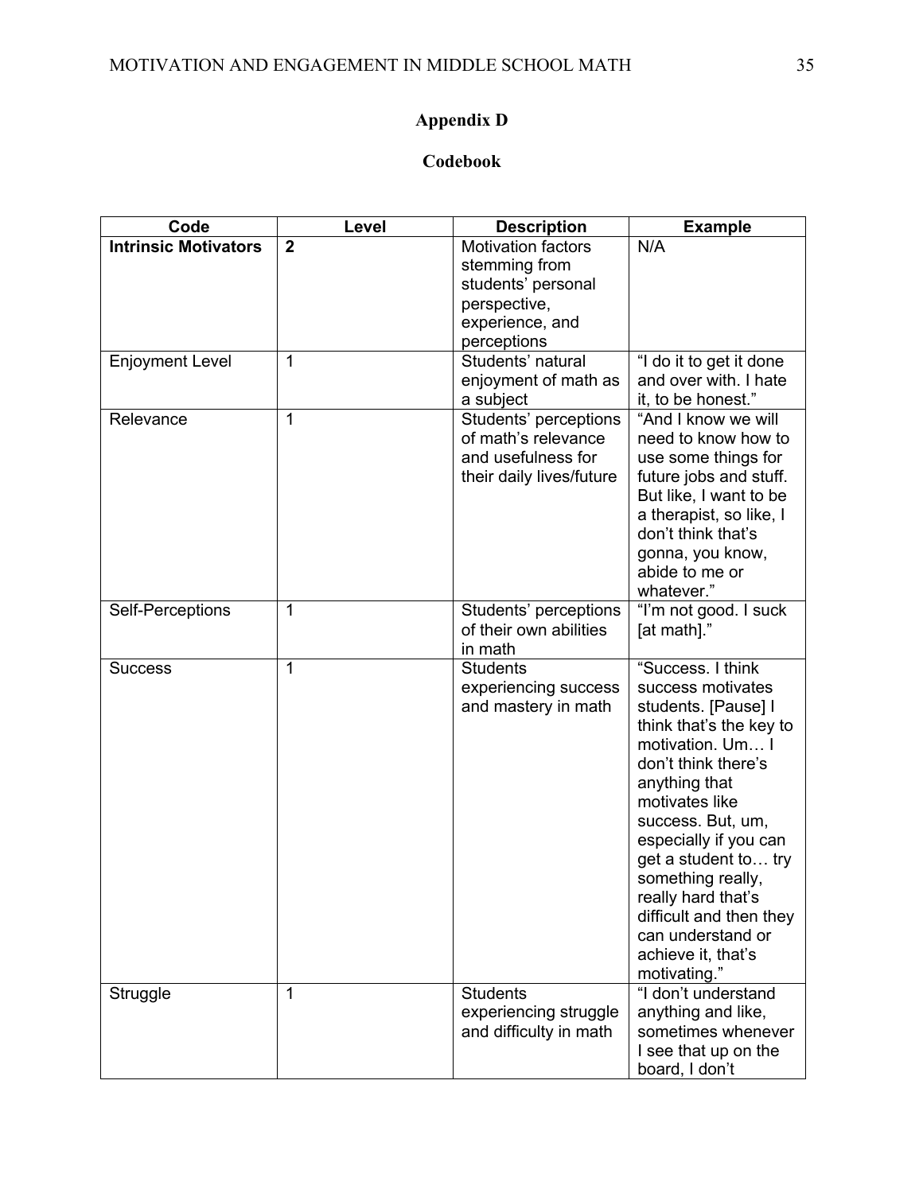# Appendix D

## Codebook

| Code | Level | Description | Example |
|---|---|---|---|
| **Intrinsic Motivators** | **2** | Motivation factors stemming from students' personal perspective, experience, and perceptions | N/A |
| Enjoyment Level | 1 | Students' natural enjoyment of math as a subject | "I do it to get it done and over with. I hate it, to be honest." |
| Relevance | 1 | Students' perceptions of math's relevance and usefulness for their daily lives/future | "And I know we will need to know how to use some things for future jobs and stuff. But like, I want to be a therapist, so like, I don't think that's gonna, you know, abide to me or whatever." |
| Self-Perceptions | 1 | Students' perceptions of their own abilities in math | "I'm not good. I suck [at math]." |
| Success | 1 | Students experiencing success and mastery in math | "Success. I think success motivates students. [Pause] I think that's the key to motivation. Um… I don't think there's anything that motivates like success. But, um, especially if you can get a student to… try something really, really hard that's difficult and then they can understand or achieve it, that's motivating." |
| Struggle | 1 | Students experiencing struggle and difficulty in math | "I don't understand anything and like, sometimes whenever I see that up on the board, I don't |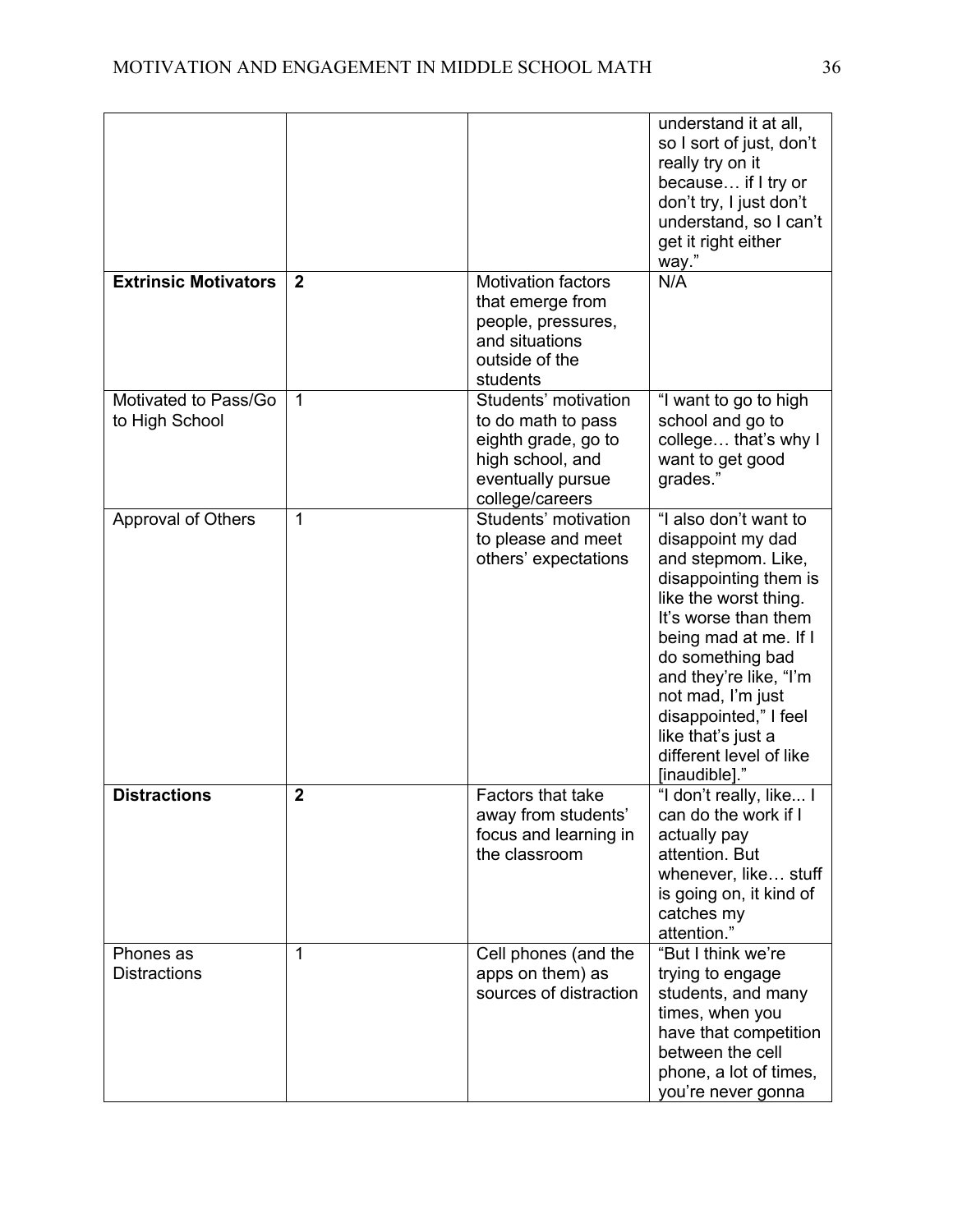| | | | understand it at all, so I sort of just, don't really try on it because… if I try or don't try, I just don't understand, so I can't get it right either way." |
|---|---|---|---|
| **Extrinsic Motivators** | **2** | Motivation factors that emerge from people, pressures, and situations outside of the students | N/A |
| Motivated to Pass/Go to High School | 1 | Students' motivation to do math to pass eighth grade, go to high school, and eventually pursue college/careers | "I want to go to high school and go to college… that's why I want to get good grades." |
| Approval of Others | 1 | Students' motivation to please and meet others' expectations | "I also don't want to disappoint my dad and stepmom. Like, disappointing them is like the worst thing. It's worse than them being mad at me. If I do something bad and they're like, "I'm not mad, I'm just disappointed," I feel like that's just a different level of like [inaudible]." |
| **Distractions** | **2** | Factors that take away from students' focus and learning in the classroom | "I don't really, like... I can do the work if I actually pay attention. But whenever, like… stuff is going on, it kind of catches my attention." |
| Phones as Distractions | 1 | Cell phones (and the apps on them) as sources of distraction | "But I think we're trying to engage students, and many times, when you have that competition between the cell phone, a lot of times, you're never gonna |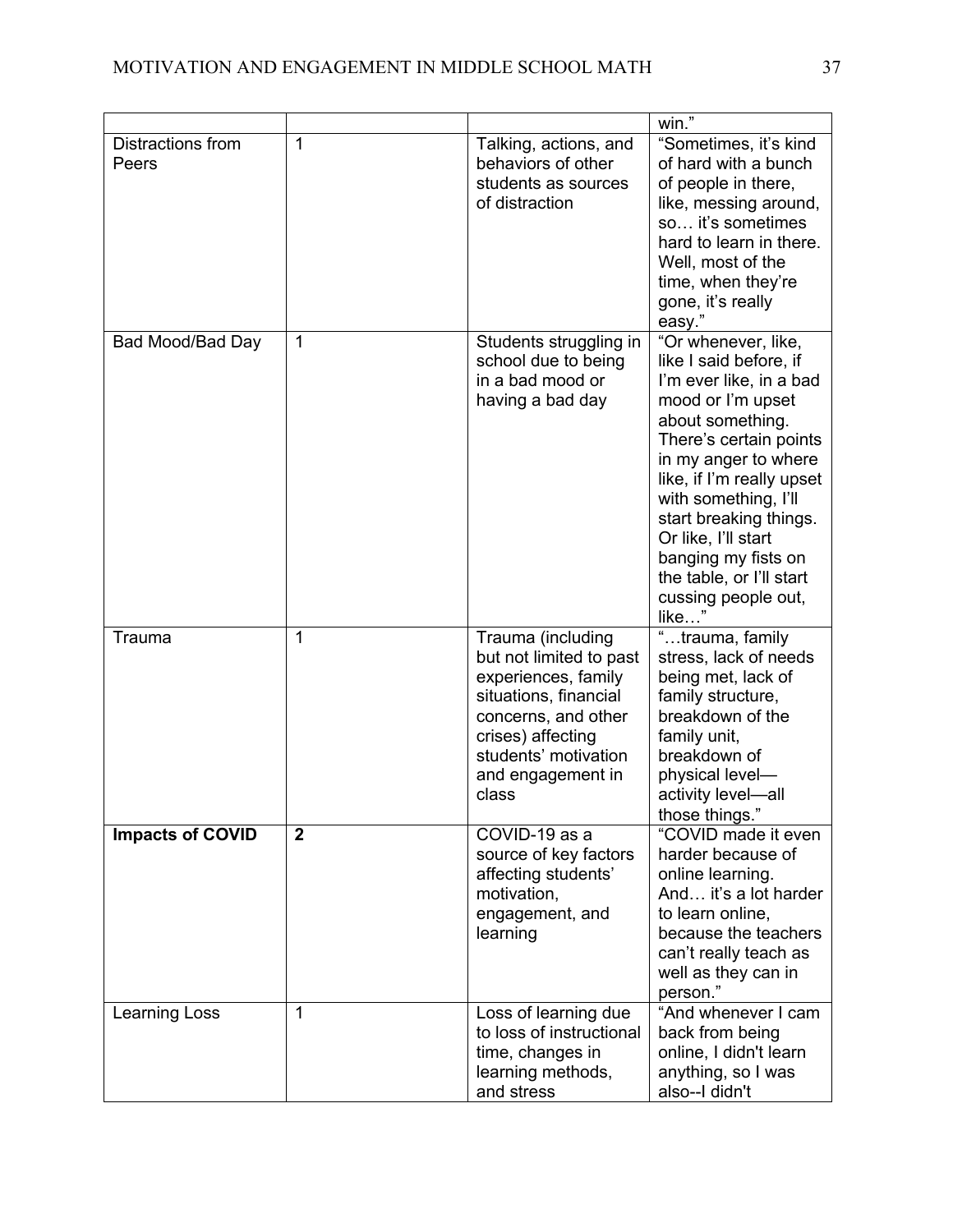| | | | win." |
|---|---|---|---|
| Distractions from Peers | 1 | Talking, actions, and behaviors of other students as sources of distraction | "Sometimes, it's kind of hard with a bunch of people in there, like, messing around, so… it's sometimes hard to learn in there. Well, most of the time, when they're gone, it's really easy." |
| Bad Mood/Bad Day | 1 | Students struggling in school due to being in a bad mood or having a bad day | "Or whenever, like, like I said before, if I'm ever like, in a bad mood or I'm upset about something. There's certain points in my anger to where like, if I'm really upset with something, I'll start breaking things. Or like, I'll start banging my fists on the table, or I'll start cussing people out, like…" |
| Trauma | 1 | Trauma (including but not limited to past experiences, family situations, financial concerns, and other crises) affecting students' motivation and engagement in class | "…trauma, family stress, lack of needs being met, lack of family structure, breakdown of the family unit, breakdown of physical level—activity level—all those things." |
| **Impacts of COVID** | **2** | COVID-19 as a source of key factors affecting students' motivation, engagement, and learning | "COVID made it even harder because of online learning. And… it's a lot harder to learn online, because the teachers can't really teach as well as they can in person." |
| Learning Loss | 1 | Loss of learning due to loss of instructional time, changes in learning methods, and stress | "And whenever I cam back from being online, I didn't learn anything, so I was also--I didn't |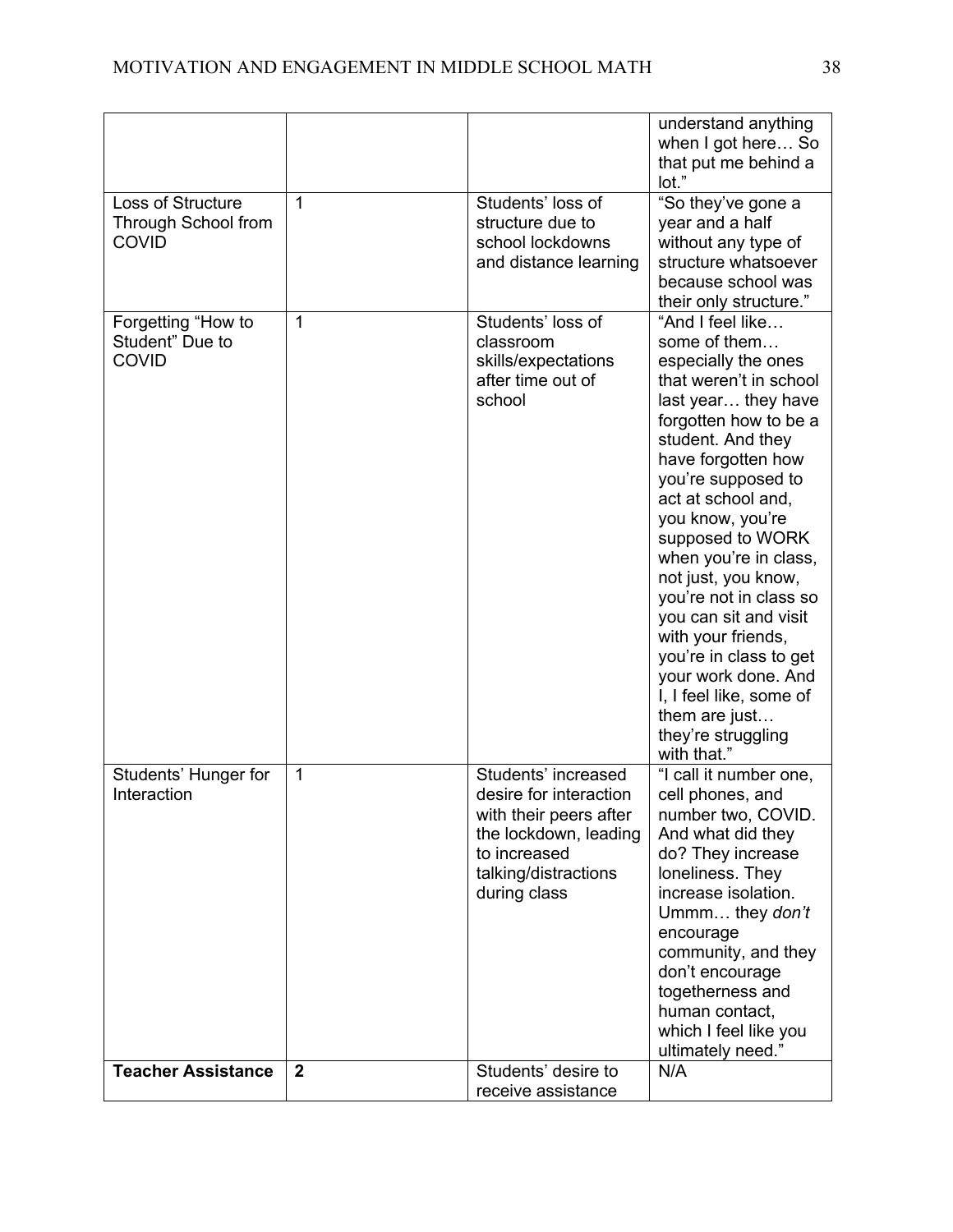| | | | |
|---|---|---|---|
| | | | understand anything when I got here… So that put me behind a lot." |
| Loss of Structure Through School from COVID | 1 | Students' loss of structure due to school lockdowns and distance learning | "So they've gone a year and a half without any type of structure whatsoever because school was their only structure." |
| Forgetting "How to Student" Due to COVID | 1 | Students' loss of classroom skills/expectations after time out of school | "And I feel like… some of them… especially the ones that weren't in school last year… they have forgotten how to be a student. And they have forgotten how you're supposed to act at school and, you know, you're supposed to WORK when you're in class, not just, you know, you're not in class so you can sit and visit with your friends, you're in class to get your work done. And I, I feel like, some of them are just… they're struggling with that." |
| Students' Hunger for Interaction | 1 | Students' increased desire for interaction with their peers after the lockdown, leading to increased talking/distractions during class | "I call it number one, cell phones, and number two, COVID. And what did they do? They increase loneliness. They increase isolation. Ummm… they *don't* encourage community, and they don't encourage togetherness and human contact, which I feel like you ultimately need." |
| **Teacher Assistance** | **2** | Students' desire to receive assistance | N/A |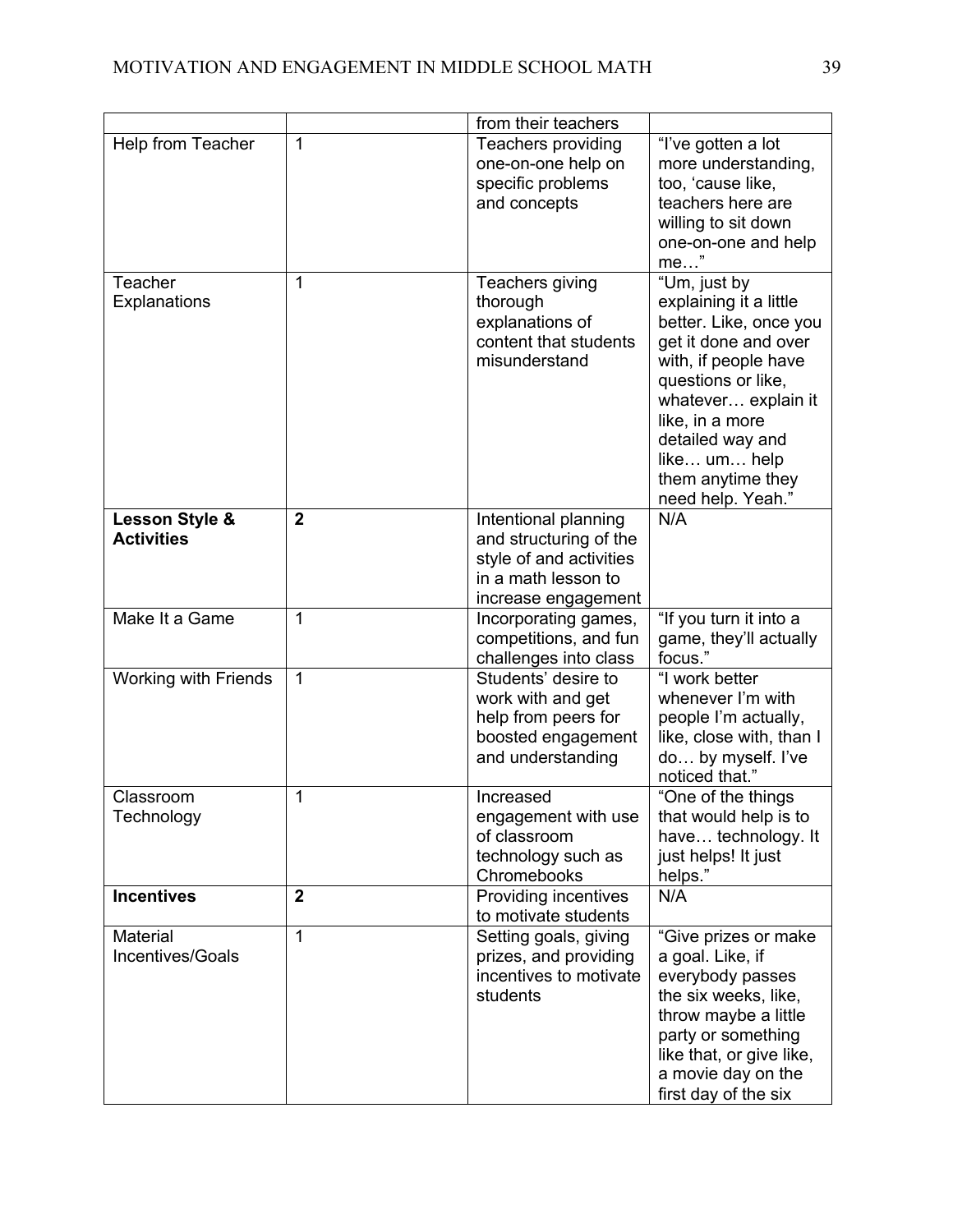| | | from their teachers | |
|---|---|---|---|
| Help from Teacher | 1 | Teachers providing one-on-one help on specific problems and concepts | "I've gotten a lot more understanding, too, 'cause like, teachers here are willing to sit down one-on-one and help me…" |
| Teacher Explanations | 1 | Teachers giving thorough explanations of content that students misunderstand | "Um, just by explaining it a little better. Like, once you get it done and over with, if people have questions or like, whatever… explain it like, in a more detailed way and like… um… help them anytime they need help. Yeah." |
| **Lesson Style & Activities** | **2** | Intentional planning and structuring of the style of and activities in a math lesson to increase engagement | N/A |
| Make It a Game | 1 | Incorporating games, competitions, and fun challenges into class | "If you turn it into a game, they'll actually focus." |
| Working with Friends | 1 | Students' desire to work with and get help from peers for boosted engagement and understanding | "I work better whenever I'm with people I'm actually, like, close with, than I do… by myself. I've noticed that." |
| Classroom Technology | 1 | Increased engagement with use of classroom technology such as Chromebooks | "One of the things that would help is to have… technology. It just helps! It just helps." |
| **Incentives** | **2** | Providing incentives to motivate students | N/A |
| Material Incentives/Goals | 1 | Setting goals, giving prizes, and providing incentives to motivate students | "Give prizes or make a goal. Like, if everybody passes the six weeks, like, throw maybe a little party or something like that, or give like, a movie day on the first day of the six |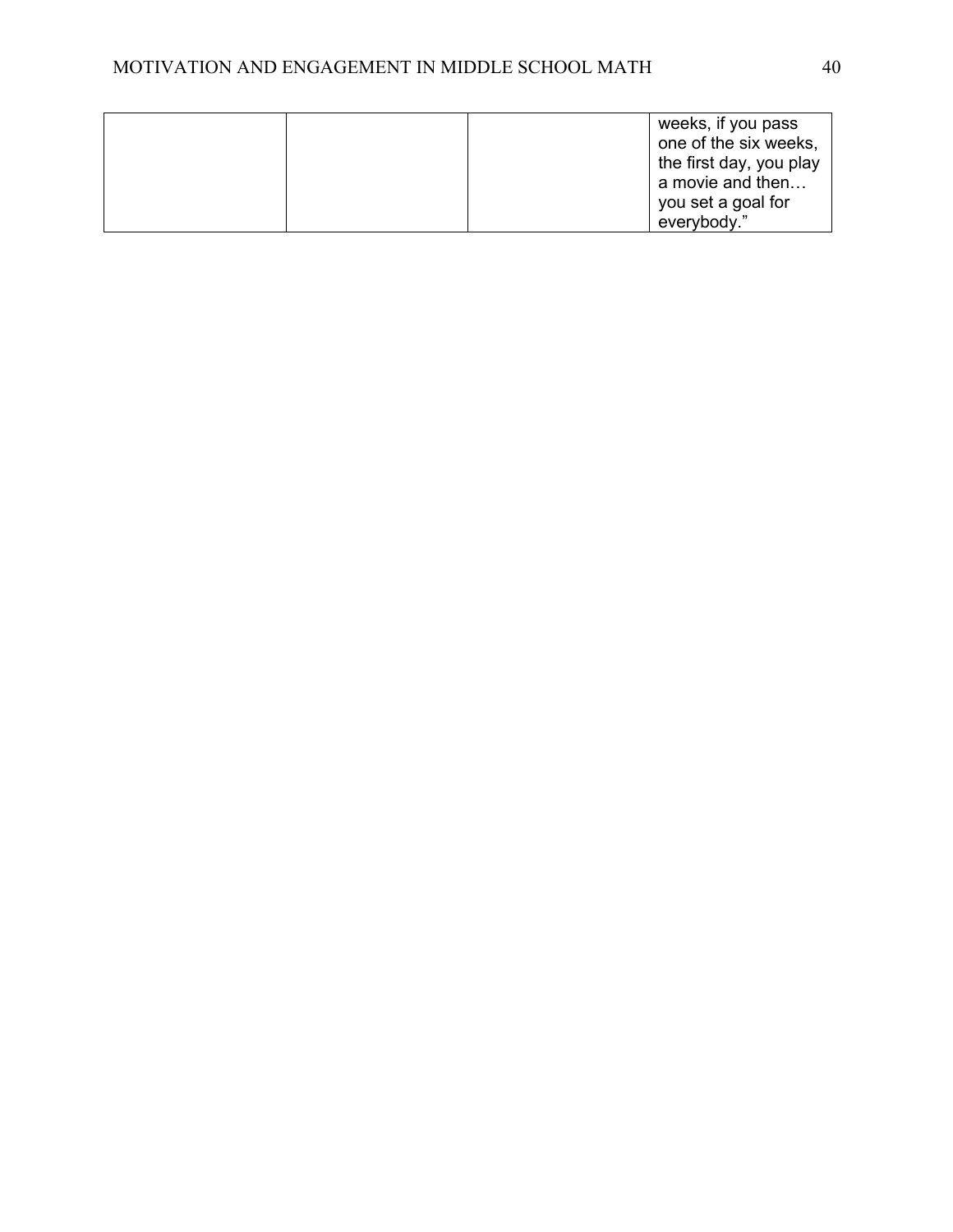| | | | |
|---|---|---|---|
| | | | weeks, if you pass one of the six weeks, the first day, you play a movie and then… you set a goal for everybody.” |